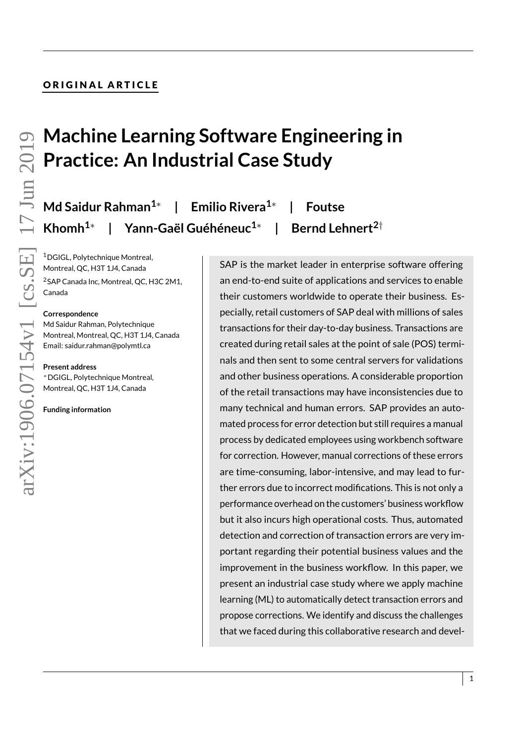ORIGINAL ARTICLE

# Machine Learning Software Engineering in Practice: An Industrial Case Study

**Md Saidur Rahman[1]*** | **Emilio Rivera[1]*** | **Foutse Khomh[1]*** | **Yann-Gaël Guéhéneuc[1]*** | **Bernd Lehnert[2]†**

[1]DGIGL, Polytechnique Montreal, Montreal, QC, H3T 1J4, Canada

[2]SAP Canada Inc, Montreal, QC, H3C 2M1, Canada

**Correspondence**
Md Saidur Rahman, Polytechnique Montreal, Montreal, QC, H3T 1J4, Canada
Email: saidur.rahman@polymtl.ca

**Present address**
*DGIGL, Polytechnique Montreal, Montreal, QC, H3T 1J4, Canada

**Funding information**

SAP is the market leader in enterprise software offering an end-to-end suite of applications and services to enable their customers worldwide to operate their business. Especially, retail customers of SAP deal with millions of sales transactions for their day-to-day business. Transactions are created during retail sales at the point of sale (POS) terminals and then sent to some central servers for validations and other business operations. A considerable proportion of the retail transactions may have inconsistencies due to many technical and human errors. SAP provides an automated process for error detection but still requires a manual process by dedicated employees using workbench software for correction. However, manual corrections of these errors are time-consuming, labor-intensive, and may lead to further errors due to incorrect modifications. This is not only a performance overhead on the customers' business workflow but it also incurs high operational costs. Thus, automated detection and correction of transaction errors are very important regarding their potential business values and the improvement in the business workflow. In this paper, we present an industrial case study where we apply machine learning (ML) to automatically detect transaction errors and propose corrections. We identify and discuss the challenges that we faced during this collaborative research and devel-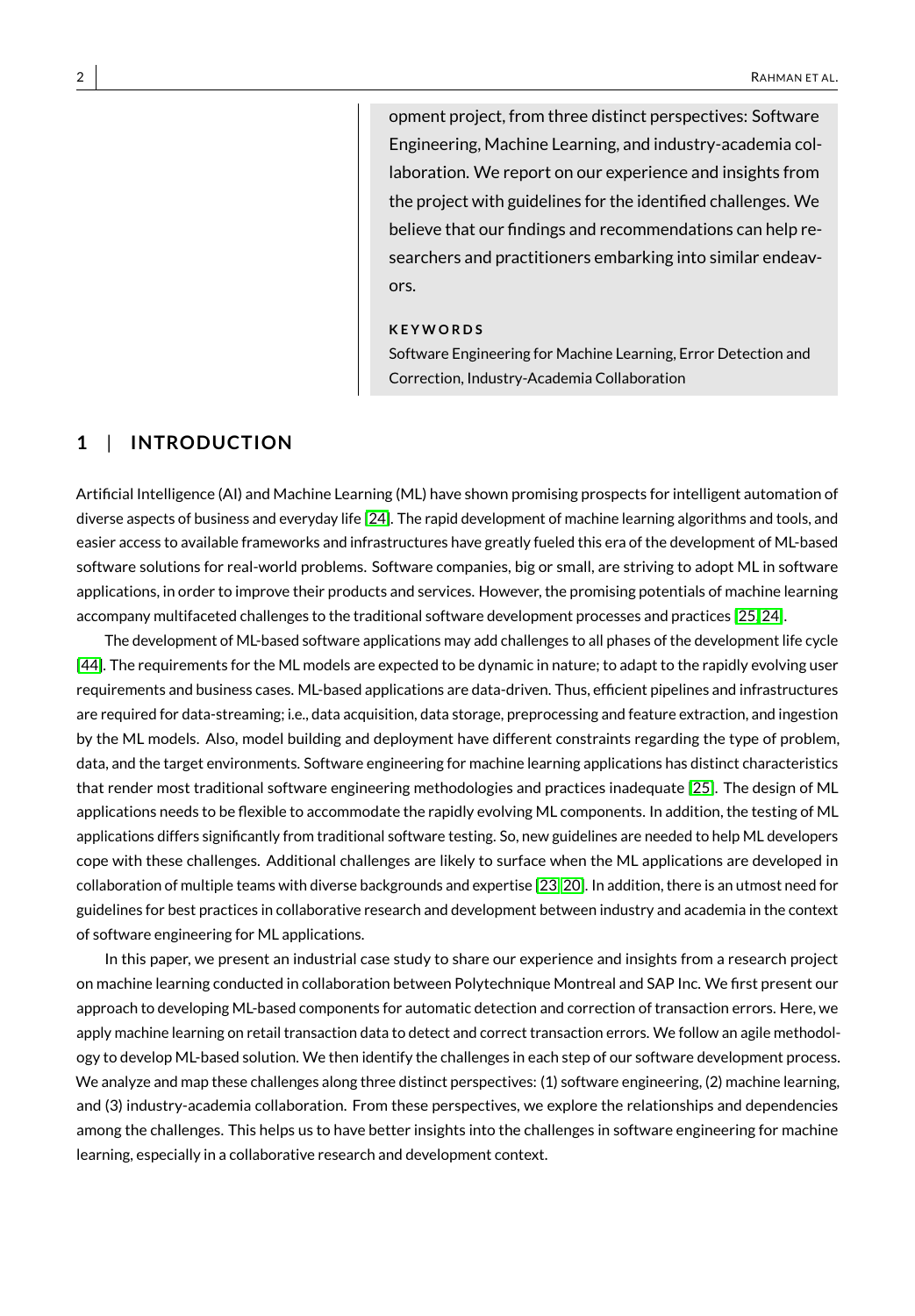opment project, from three distinct perspectives: Software Engineering, Machine Learning, and industry-academia collaboration. We report on our experience and insights from the project with guidelines for the identified challenges. We believe that our findings and recommendations can help researchers and practitioners embarking into similar endeavors.

**KEYWORDS**

Software Engineering for Machine Learning, Error Detection and Correction, Industry-Academia Collaboration

## 1 | INTRODUCTION

Artificial Intelligence (AI) and Machine Learning (ML) have shown promising prospects for intelligent automation of diverse aspects of business and everyday life [24]. The rapid development of machine learning algorithms and tools, and easier access to available frameworks and infrastructures have greatly fueled this era of the development of ML-based software solutions for real-world problems. Software companies, big or small, are striving to adopt ML in software applications, in order to improve their products and services. However, the promising potentials of machine learning accompany multifaceted challenges to the traditional software development processes and practices [25, 24].

The development of ML-based software applications may add challenges to all phases of the development life cycle [44]. The requirements for the ML models are expected to be dynamic in nature; to adapt to the rapidly evolving user requirements and business cases. ML-based applications are data-driven. Thus, efficient pipelines and infrastructures are required for data-streaming; i.e., data acquisition, data storage, preprocessing and feature extraction, and ingestion by the ML models. Also, model building and deployment have different constraints regarding the type of problem, data, and the target environments. Software engineering for machine learning applications has distinct characteristics that render most traditional software engineering methodologies and practices inadequate [25]. The design of ML applications needs to be flexible to accommodate the rapidly evolving ML components. In addition, the testing of ML applications differs significantly from traditional software testing. So, new guidelines are needed to help ML developers cope with these challenges. Additional challenges are likely to surface when the ML applications are developed in collaboration of multiple teams with diverse backgrounds and expertise [23, 20]. In addition, there is an utmost need for guidelines for best practices in collaborative research and development between industry and academia in the context of software engineering for ML applications.

In this paper, we present an industrial case study to share our experience and insights from a research project on machine learning conducted in collaboration between Polytechnique Montreal and SAP Inc. We first present our approach to developing ML-based components for automatic detection and correction of transaction errors. Here, we apply machine learning on retail transaction data to detect and correct transaction errors. We follow an agile methodology to develop ML-based solution. We then identify the challenges in each step of our software development process. We analyze and map these challenges along three distinct perspectives: (1) software engineering, (2) machine learning, and (3) industry-academia collaboration. From these perspectives, we explore the relationships and dependencies among the challenges. This helps us to have better insights into the challenges in software engineering for machine learning, especially in a collaborative research and development context.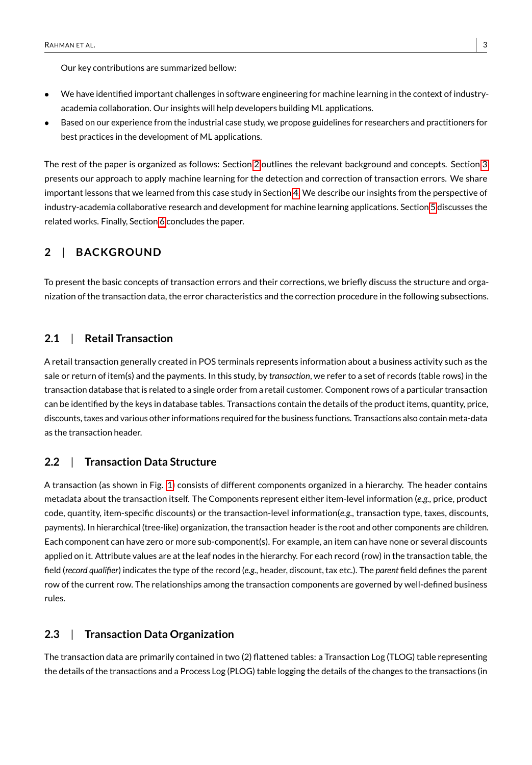Our key contributions are summarized bellow:

- We have identified important challenges in software engineering for machine learning in the context of industry-academia collaboration. Our insights will help developers building ML applications.
- Based on our experience from the industrial case study, we propose guidelines for researchers and practitioners for best practices in the development of ML applications.

The rest of the paper is organized as follows: Section 2 outlines the relevant background and concepts. Section 3 presents our approach to apply machine learning for the detection and correction of transaction errors. We share important lessons that we learned from this case study in Section 4. We describe our insights from the perspective of industry-academia collaborative research and development for machine learning applications. Section 5 discusses the related works. Finally, Section 6 concludes the paper.

## 2 | BACKGROUND

To present the basic concepts of transaction errors and their corrections, we briefly discuss the structure and organization of the transaction data, the error characteristics and the correction procedure in the following subsections.

### 2.1 | Retail Transaction

A retail transaction generally created in POS terminals represents information about a business activity such as the sale or return of item(s) and the payments. In this study, by *transaction*, we refer to a set of records (table rows) in the transaction database that is related to a single order from a retail customer. Component rows of a particular transaction can be identified by the keys in database tables. Transactions contain the details of the product items, quantity, price, discounts, taxes and various other informations required for the business functions. Transactions also contain meta-data as the transaction header.

### 2.2 | Transaction Data Structure

A transaction (as shown in Fig. 1) consists of different components organized in a hierarchy. The header contains metadata about the transaction itself. The Components represent either item-level information (*e.g.*, price, product code, quantity, item-specific discounts) or the transaction-level information(*e.g.*, transaction type, taxes, discounts, payments). In hierarchical (tree-like) organization, the transaction header is the root and other components are children. Each component can have zero or more sub-component(s). For example, an item can have none or several discounts applied on it. Attribute values are at the leaf nodes in the hierarchy. For each record (row) in the transaction table, the field (*record qualifier*) indicates the type of the record (*e.g.*, header, discount, tax etc.). The *parent* field defines the parent row of the current row. The relationships among the transaction components are governed by well-defined business rules.

### 2.3 | Transaction Data Organization

The transaction data are primarily contained in two (2) flattened tables: a Transaction Log (TLOG) table representing the details of the transactions and a Process Log (PLOG) table logging the details of the changes to the transactions (in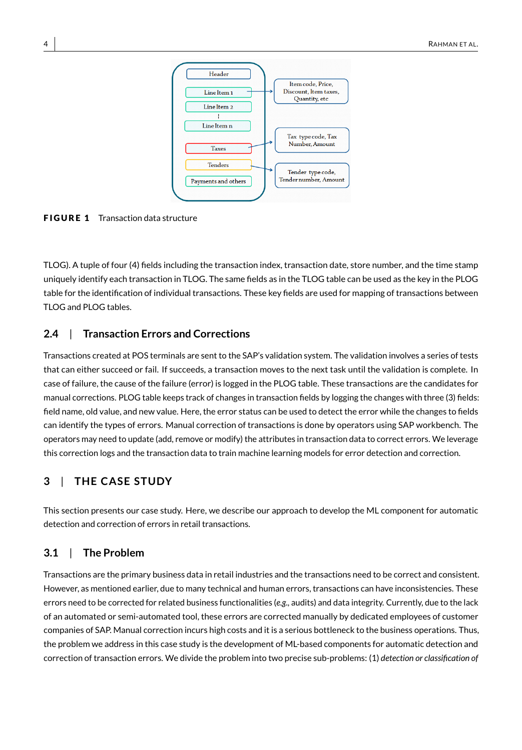**FIGURE 1** Transaction data structure

TLOG). A tuple of four (4) fields including the transaction index, transaction date, store number, and the time stamp uniquely identify each transaction in TLOG. The same fields as in the TLOG table can be used as the key in the PLOG table for the identification of individual transactions. These key fields are used for mapping of transactions between TLOG and PLOG tables.

### 2.4 | Transaction Errors and Corrections

Transactions created at POS terminals are sent to the SAP's validation system. The validation involves a series of tests that can either succeed or fail. If succeeds, a transaction moves to the next task until the validation is complete. In case of failure, the cause of the failure (error) is logged in the PLOG table. These transactions are the candidates for manual corrections. PLOG table keeps track of changes in transaction fields by logging the changes with three (3) fields: field name, old value, and new value. Here, the error status can be used to detect the error while the changes to fields can identify the types of errors. Manual correction of transactions is done by operators using SAP workbench. The operators may need to update (add, remove or modify) the attributes in transaction data to correct errors. We leverage this correction logs and the transaction data to train machine learning models for error detection and correction.

## 3 | THE CASE STUDY

This section presents our case study. Here, we describe our approach to develop the ML component for automatic detection and correction of errors in retail transactions.

### 3.1 | The Problem

Transactions are the primary business data in retail industries and the transactions need to be correct and consistent. However, as mentioned earlier, due to many technical and human errors, transactions can have inconsistencies. These errors need to be corrected for related business functionalities (*e.g.*, audits) and data integrity. Currently, due to the lack of an automated or semi-automated tool, these errors are corrected manually by dedicated employees of customer companies of SAP. Manual correction incurs high costs and it is a serious bottleneck to the business operations. Thus, the problem we address in this case study is the development of ML-based components for automatic detection and correction of transaction errors. We divide the problem into two precise sub-problems: (1) *detection or classification of*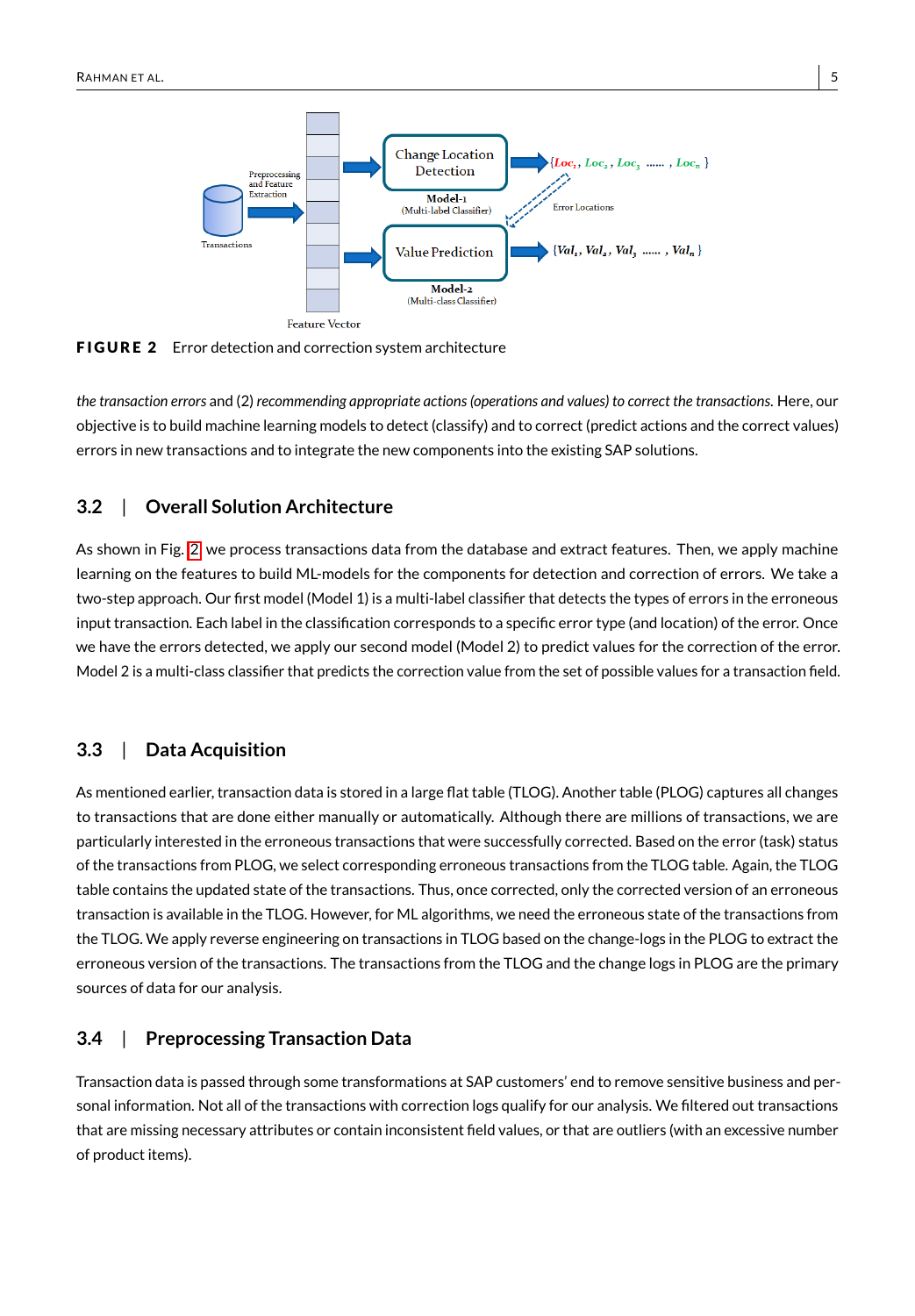**FIGURE 2** Error detection and correction system architecture

*the transaction errors* and (2) *recommending appropriate actions (operations and values) to correct the transactions*. Here, our objective is to build machine learning models to detect (classify) and to correct (predict actions and the correct values) errors in new transactions and to integrate the new components into the existing SAP solutions.

## 3.2 | Overall Solution Architecture

As shown in Fig. 2 we process transactions data from the database and extract features. Then, we apply machine learning on the features to build ML-models for the components for detection and correction of errors. We take a two-step approach. Our first model (Model 1) is a multi-label classifier that detects the types of errors in the erroneous input transaction. Each label in the classification corresponds to a specific error type (and location) of the error. Once we have the errors detected, we apply our second model (Model 2) to predict values for the correction of the error. Model 2 is a multi-class classifier that predicts the correction value from the set of possible values for a transaction field.

## 3.3 | Data Acquisition

As mentioned earlier, transaction data is stored in a large flat table (TLOG). Another table (PLOG) captures all changes to transactions that are done either manually or automatically. Although there are millions of transactions, we are particularly interested in the erroneous transactions that were successfully corrected. Based on the error (task) status of the transactions from PLOG, we select corresponding erroneous transactions from the TLOG table. Again, the TLOG table contains the updated state of the transactions. Thus, once corrected, only the corrected version of an erroneous transaction is available in the TLOG. However, for ML algorithms, we need the erroneous state of the transactions from the TLOG. We apply reverse engineering on transactions in TLOG based on the change-logs in the PLOG to extract the erroneous version of the transactions. The transactions from the TLOG and the change logs in PLOG are the primary sources of data for our analysis.

## 3.4 | Preprocessing Transaction Data

Transaction data is passed through some transformations at SAP customers' end to remove sensitive business and personal information. Not all of the transactions with correction logs qualify for our analysis. We filtered out transactions that are missing necessary attributes or contain inconsistent field values, or that are outliers (with an excessive number of product items).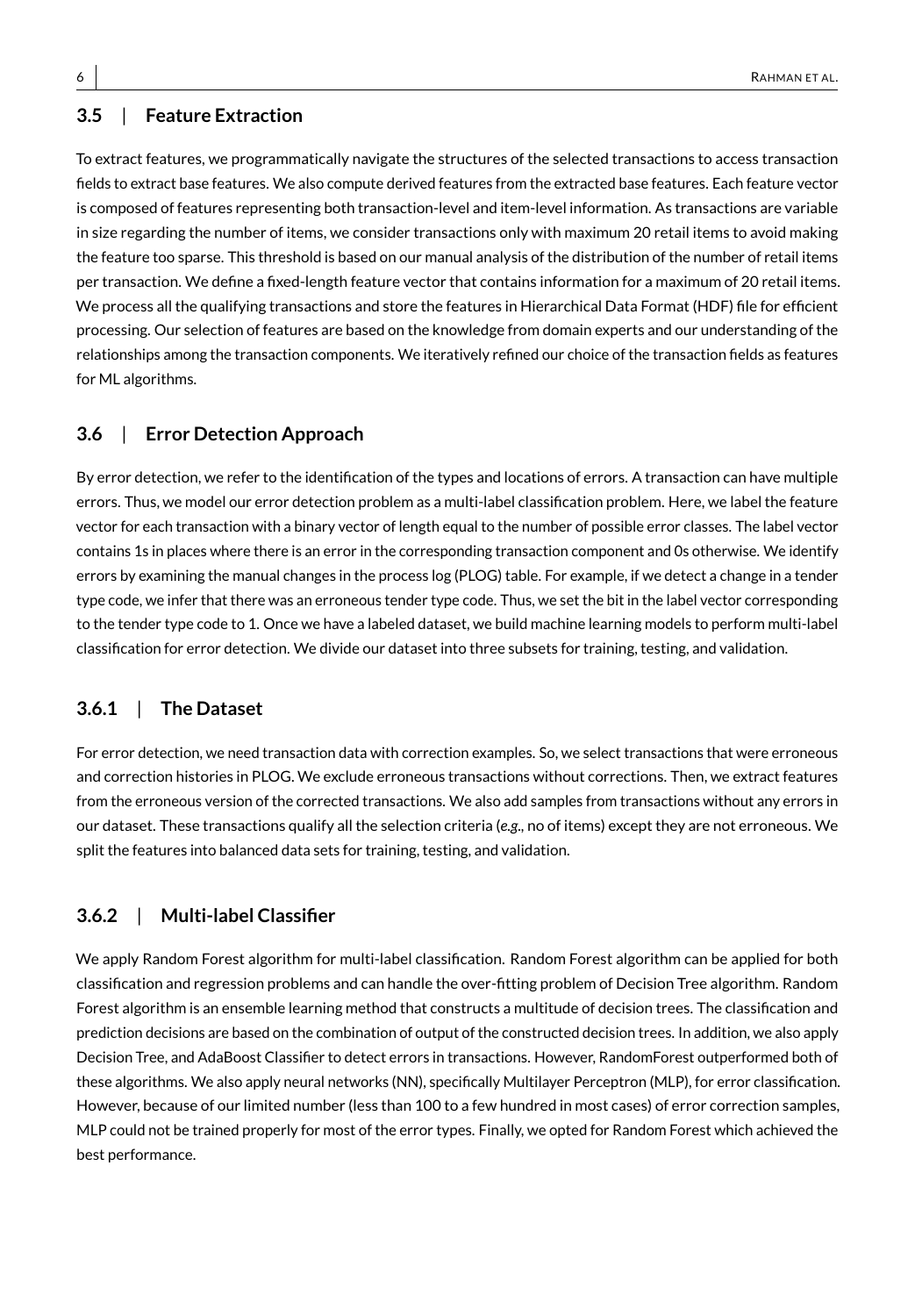### 3.5 | Feature Extraction

To extract features, we programmatically navigate the structures of the selected transactions to access transaction fields to extract base features. We also compute derived features from the extracted base features. Each feature vector is composed of features representing both transaction-level and item-level information. As transactions are variable in size regarding the number of items, we consider transactions only with maximum 20 retail items to avoid making the feature too sparse. This threshold is based on our manual analysis of the distribution of the number of retail items per transaction. We define a fixed-length feature vector that contains information for a maximum of 20 retail items. We process all the qualifying transactions and store the features in Hierarchical Data Format (HDF) file for efficient processing. Our selection of features are based on the knowledge from domain experts and our understanding of the relationships among the transaction components. We iteratively refined our choice of the transaction fields as features for ML algorithms.

### 3.6 | Error Detection Approach

By error detection, we refer to the identification of the types and locations of errors. A transaction can have multiple errors. Thus, we model our error detection problem as a multi-label classification problem. Here, we label the feature vector for each transaction with a binary vector of length equal to the number of possible error classes. The label vector contains 1s in places where there is an error in the corresponding transaction component and 0s otherwise. We identify errors by examining the manual changes in the process log (PLOG) table. For example, if we detect a change in a tender type code, we infer that there was an erroneous tender type code. Thus, we set the bit in the label vector corresponding to the tender type code to 1. Once we have a labeled dataset, we build machine learning models to perform multi-label classification for error detection. We divide our dataset into three subsets for training, testing, and validation.

#### 3.6.1 | The Dataset

For error detection, we need transaction data with correction examples. So, we select transactions that were erroneous and correction histories in PLOG. We exclude erroneous transactions without corrections. Then, we extract features from the erroneous version of the corrected transactions. We also add samples from transactions without any errors in our dataset. These transactions qualify all the selection criteria (*e.g.*, no of items) except they are not erroneous. We split the features into balanced data sets for training, testing, and validation.

#### 3.6.2 | Multi-label Classifier

We apply Random Forest algorithm for multi-label classification. Random Forest algorithm can be applied for both classification and regression problems and can handle the over-fitting problem of Decision Tree algorithm. Random Forest algorithm is an ensemble learning method that constructs a multitude of decision trees. The classification and prediction decisions are based on the combination of output of the constructed decision trees. In addition, we also apply Decision Tree, and AdaBoost Classifier to detect errors in transactions. However, RandomForest outperformed both of these algorithms. We also apply neural networks (NN), specifically Multilayer Perceptron (MLP), for error classification. However, because of our limited number (less than 100 to a few hundred in most cases) of error correction samples, MLP could not be trained properly for most of the error types. Finally, we opted for Random Forest which achieved the best performance.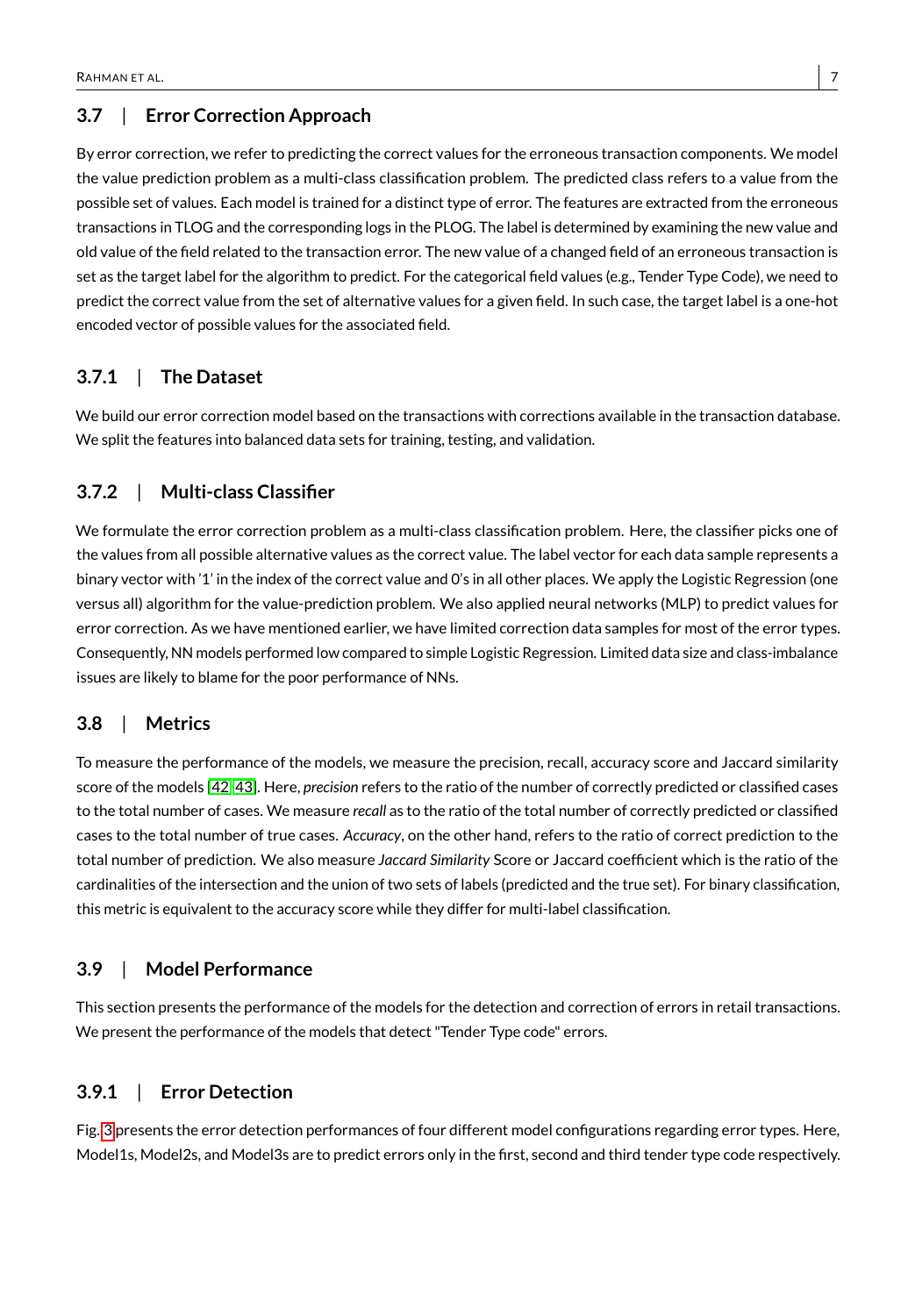### 3.7 | Error Correction Approach

By error correction, we refer to predicting the correct values for the erroneous transaction components. We model the value prediction problem as a multi-class classification problem. The predicted class refers to a value from the possible set of values. Each model is trained for a distinct type of error. The features are extracted from the erroneous transactions in TLOG and the corresponding logs in the PLOG. The label is determined by examining the new value and old value of the field related to the transaction error. The new value of a changed field of an erroneous transaction is set as the target label for the algorithm to predict. For the categorical field values (e.g., Tender Type Code), we need to predict the correct value from the set of alternative values for a given field. In such case, the target label is a one-hot encoded vector of possible values for the associated field.

#### 3.7.1 | The Dataset

We build our error correction model based on the transactions with corrections available in the transaction database. We split the features into balanced data sets for training, testing, and validation.

#### 3.7.2 | Multi-class Classifier

We formulate the error correction problem as a multi-class classification problem. Here, the classifier picks one of the values from all possible alternative values as the correct value. The label vector for each data sample represents a binary vector with '1' in the index of the correct value and 0's in all other places. We apply the Logistic Regression (one versus all) algorithm for the value-prediction problem. We also applied neural networks (MLP) to predict values for error correction. As we have mentioned earlier, we have limited correction data samples for most of the error types. Consequently, NN models performed low compared to simple Logistic Regression. Limited data size and class-imbalance issues are likely to blame for the poor performance of NNs.

### 3.8 | Metrics

To measure the performance of the models, we measure the precision, recall, accuracy score and Jaccard similarity score of the models [42, 43]. Here, *precision* refers to the ratio of the number of correctly predicted or classified cases to the total number of cases. We measure *recall* as to the ratio of the total number of correctly predicted or classified cases to the total number of true cases. *Accuracy*, on the other hand, refers to the ratio of correct prediction to the total number of prediction. We also measure *Jaccard Similarity* Score or Jaccard coefficient which is the ratio of the cardinalities of the intersection and the union of two sets of labels (predicted and the true set). For binary classification, this metric is equivalent to the accuracy score while they differ for multi-label classification.

### 3.9 | Model Performance

This section presents the performance of the models for the detection and correction of errors in retail transactions. We present the performance of the models that detect "Tender Type code" errors.

#### 3.9.1 | Error Detection

Fig. 3 presents the error detection performances of four different model configurations regarding error types. Here, Model1s, Model2s, and Model3s are to predict errors only in the first, second and third tender type code respectively.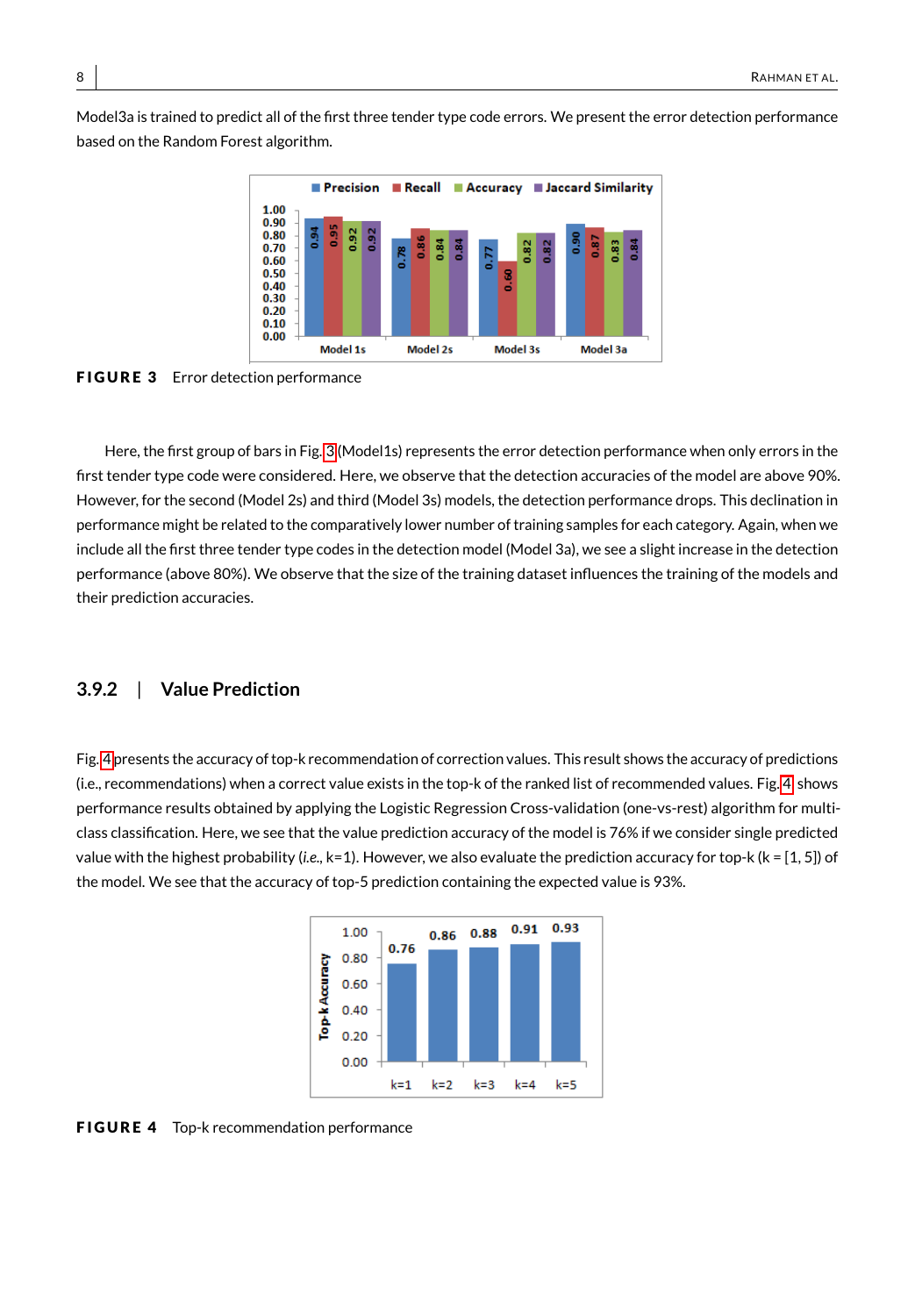Model3a is trained to predict all of the first three tender type code errors. We present the error detection performance based on the Random Forest algorithm.

**FIGURE 3** Error detection performance

Here, the first group of bars in Fig. 3 (Model1s) represents the error detection performance when only errors in the first tender type code were considered. Here, we observe that the detection accuracies of the model are above 90%. However, for the second (Model 2s) and third (Model 3s) models, the detection performance drops. This declination in performance might be related to the comparatively lower number of training samples for each category. Again, when we include all the first three tender type codes in the detection model (Model 3a), we see a slight increase in the detection performance (above 80%). We observe that the size of the training dataset influences the training of the models and their prediction accuracies.

### 3.9.2 | Value Prediction

Fig. 4 presents the accuracy of top-k recommendation of correction values. This result shows the accuracy of predictions (i.e., recommendations) when a correct value exists in the top-k of the ranked list of recommended values. Fig. 4 shows performance results obtained by applying the Logistic Regression Cross-validation (one-vs-rest) algorithm for multi-class classification. Here, we see that the value prediction accuracy of the model is 76% if we consider single predicted value with the highest probability (*i.e.*, k=1). However, we also evaluate the prediction accuracy for top-k (k = [1, 5]) of the model. We see that the accuracy of top-5 prediction containing the expected value is 93%.

**FIGURE 4** Top-k recommendation performance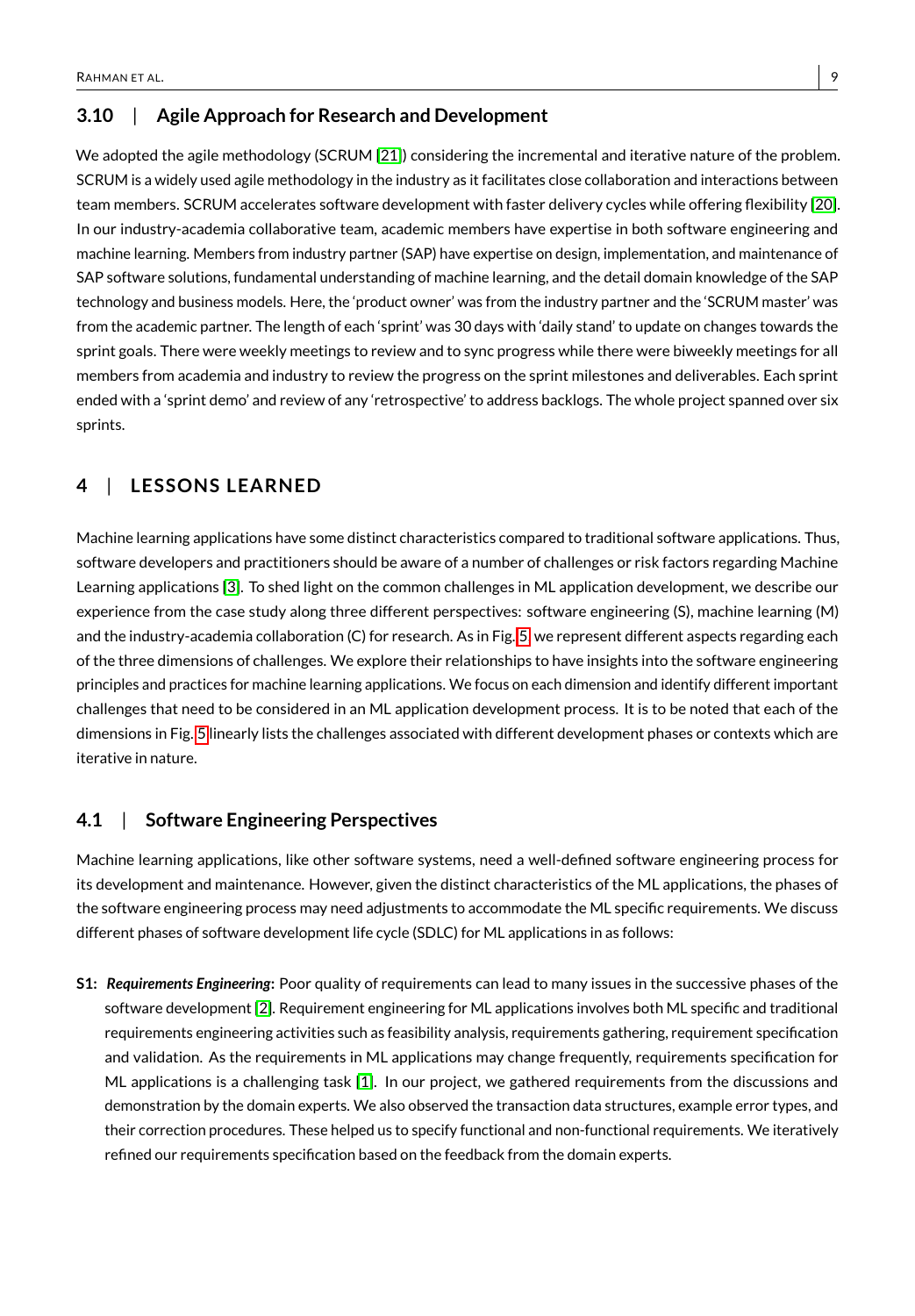### 3.10 | Agile Approach for Research and Development

We adopted the agile methodology (SCRUM [21]) considering the incremental and iterative nature of the problem. SCRUM is a widely used agile methodology in the industry as it facilitates close collaboration and interactions between team members. SCRUM accelerates software development with faster delivery cycles while offering flexibility [20]. In our industry-academia collaborative team, academic members have expertise in both software engineering and machine learning. Members from industry partner (SAP) have expertise on design, implementation, and maintenance of SAP software solutions, fundamental understanding of machine learning, and the detail domain knowledge of the SAP technology and business models. Here, the 'product owner' was from the industry partner and the 'SCRUM master' was from the academic partner. The length of each 'sprint' was 30 days with 'daily stand' to update on changes towards the sprint goals. There were weekly meetings to review and to sync progress while there were biweekly meetings for all members from academia and industry to review the progress on the sprint milestones and deliverables. Each sprint ended with a 'sprint demo' and review of any 'retrospective' to address backlogs. The whole project spanned over six sprints.

## 4 | LESSONS LEARNED

Machine learning applications have some distinct characteristics compared to traditional software applications. Thus, software developers and practitioners should be aware of a number of challenges or risk factors regarding Machine Learning applications [3]. To shed light on the common challenges in ML application development, we describe our experience from the case study along three different perspectives: software engineering (S), machine learning (M) and the industry-academia collaboration (C) for research. As in Fig. 5, we represent different aspects regarding each of the three dimensions of challenges. We explore their relationships to have insights into the software engineering principles and practices for machine learning applications. We focus on each dimension and identify different important challenges that need to be considered in an ML application development process. It is to be noted that each of the dimensions in Fig. 5 linearly lists the challenges associated with different development phases or contexts which are iterative in nature.

### 4.1 | Software Engineering Perspectives

Machine learning applications, like other software systems, need a well-defined software engineering process for its development and maintenance. However, given the distinct characteristics of the ML applications, the phases of the software engineering process may need adjustments to accommodate the ML specific requirements. We discuss different phases of software development life cycle (SDLC) for ML applications in as follows:

**S1:** ***Requirements Engineering*:** Poor quality of requirements can lead to many issues in the successive phases of the software development [2]. Requirement engineering for ML applications involves both ML specific and traditional requirements engineering activities such as feasibility analysis, requirements gathering, requirement specification and validation. As the requirements in ML applications may change frequently, requirements specification for ML applications is a challenging task [1]. In our project, we gathered requirements from the discussions and demonstration by the domain experts. We also observed the transaction data structures, example error types, and their correction procedures. These helped us to specify functional and non-functional requirements. We iteratively refined our requirements specification based on the feedback from the domain experts.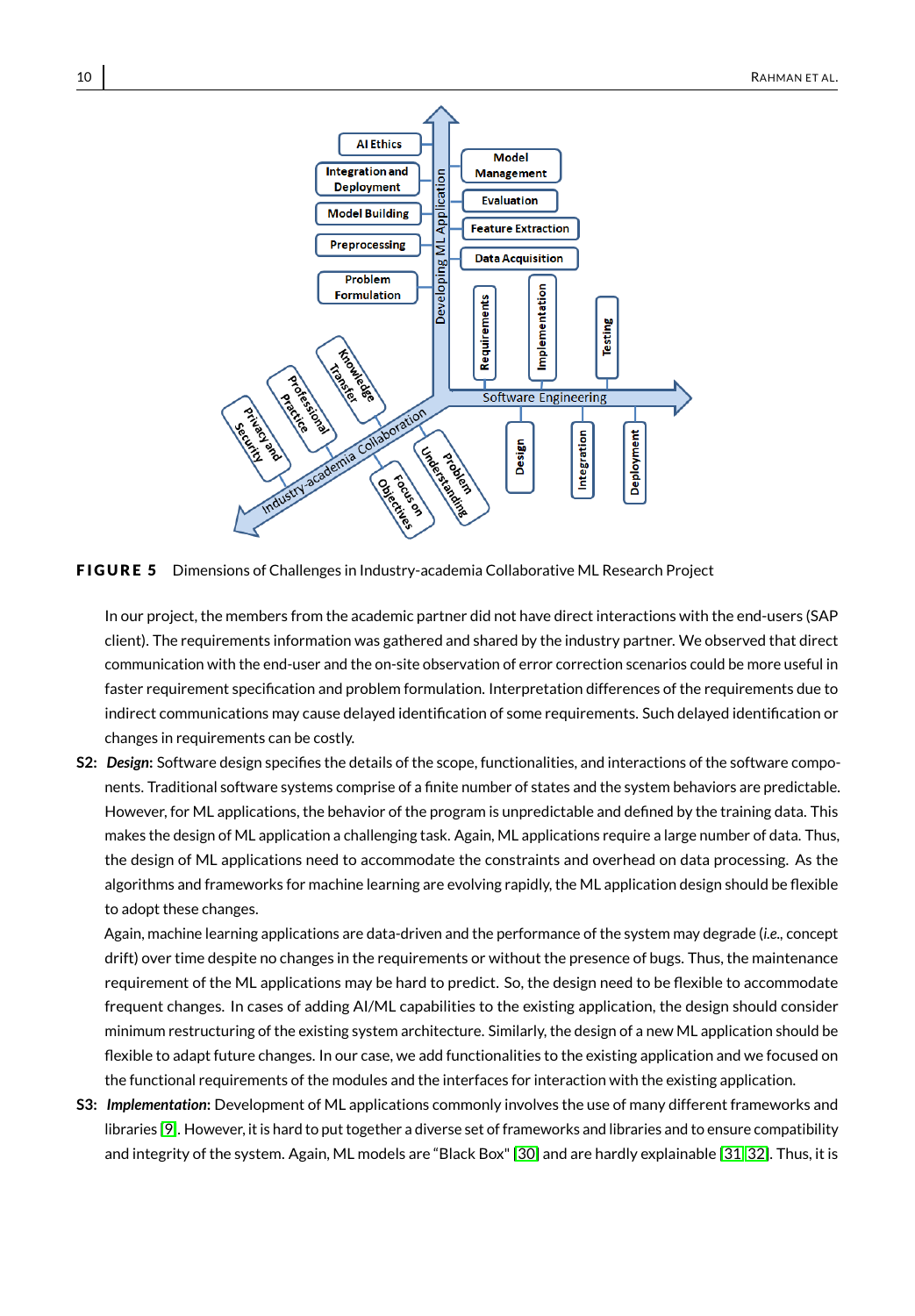**FIGURE 5** Dimensions of Challenges in Industry-academia Collaborative ML Research Project

In our project, the members from the academic partner did not have direct interactions with the end-users (SAP client). The requirements information was gathered and shared by the industry partner. We observed that direct communication with the end-user and the on-site observation of error correction scenarios could be more useful in faster requirement specification and problem formulation. Interpretation differences of the requirements due to indirect communications may cause delayed identification of some requirements. Such delayed identification or changes in requirements can be costly.

**S2:** ***Design*:** Software design specifies the details of the scope, functionalities, and interactions of the software components. Traditional software systems comprise of a finite number of states and the system behaviors are predictable. However, for ML applications, the behavior of the program is unpredictable and defined by the training data. This makes the design of ML application a challenging task. Again, ML applications require a large number of data. Thus, the design of ML applications need to accommodate the constraints and overhead on data processing. As the algorithms and frameworks for machine learning are evolving rapidly, the ML application design should be flexible to adopt these changes.

Again, machine learning applications are data-driven and the performance of the system may degrade (*i.e.*, concept drift) over time despite no changes in the requirements or without the presence of bugs. Thus, the maintenance requirement of the ML applications may be hard to predict. So, the design need to be flexible to accommodate frequent changes. In cases of adding AI/ML capabilities to the existing application, the design should consider minimum restructuring of the existing system architecture. Similarly, the design of a new ML application should be flexible to adapt future changes. In our case, we add functionalities to the existing application and we focused on the functional requirements of the modules and the interfaces for interaction with the existing application.

**S3:** ***Implementation*:** Development of ML applications commonly involves the use of many different frameworks and libraries [9]. However, it is hard to put together a diverse set of frameworks and libraries and to ensure compatibility and integrity of the system. Again, ML models are "Black Box" [30] and are hardly explainable [31, 32]. Thus, it is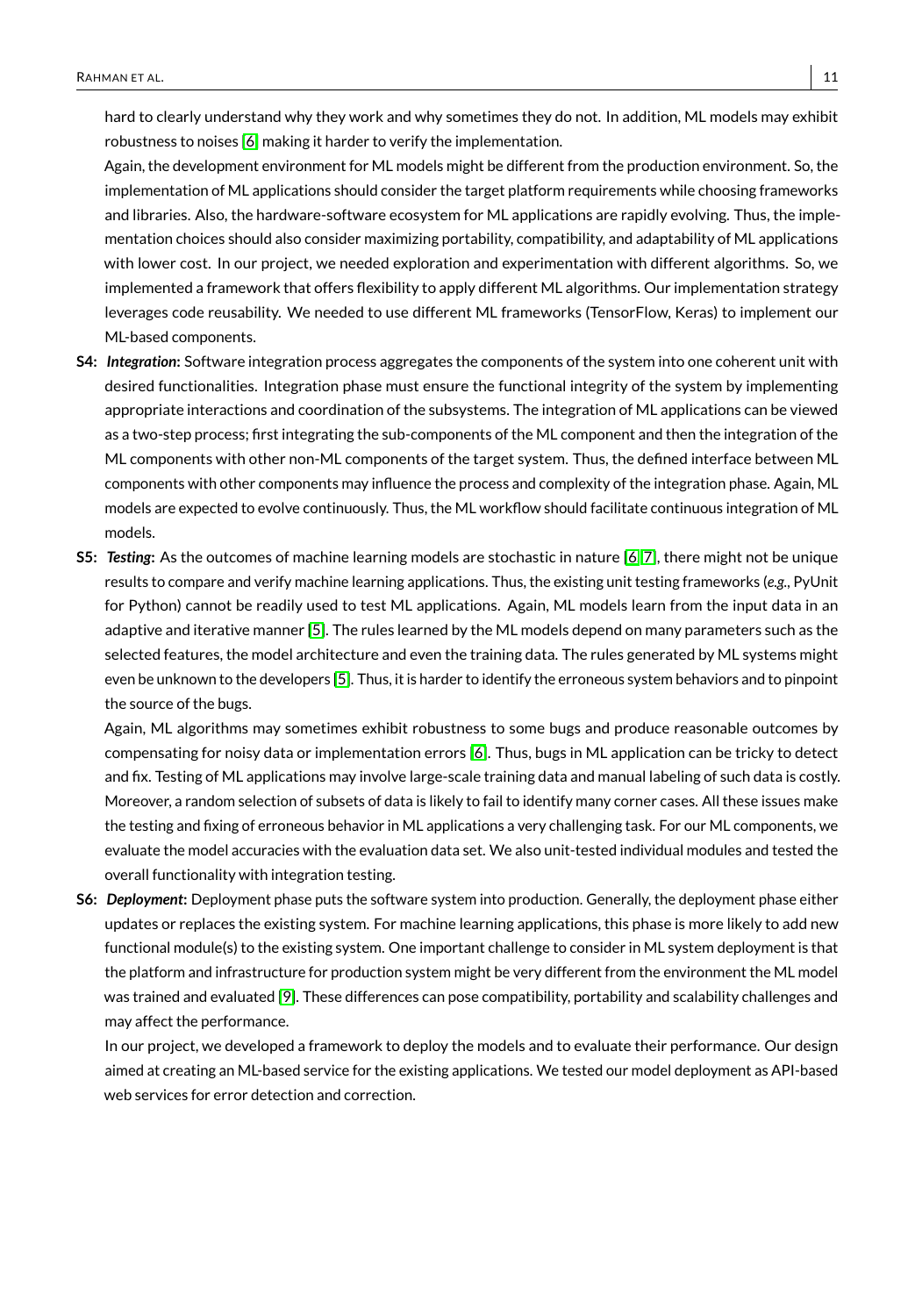hard to clearly understand why they work and why sometimes they do not. In addition, ML models may exhibit robustness to noises [6] making it harder to verify the implementation.

Again, the development environment for ML models might be different from the production environment. So, the implementation of ML applications should consider the target platform requirements while choosing frameworks and libraries. Also, the hardware-software ecosystem for ML applications are rapidly evolving. Thus, the implementation choices should also consider maximizing portability, compatibility, and adaptability of ML applications with lower cost. In our project, we needed exploration and experimentation with different algorithms. So, we implemented a framework that offers flexibility to apply different ML algorithms. Our implementation strategy leverages code reusability. We needed to use different ML frameworks (TensorFlow, Keras) to implement our ML-based components.

**S4:** ***Integration*:** Software integration process aggregates the components of the system into one coherent unit with desired functionalities. Integration phase must ensure the functional integrity of the system by implementing appropriate interactions and coordination of the subsystems. The integration of ML applications can be viewed as a two-step process; first integrating the sub-components of the ML component and then the integration of the ML components with other non-ML components of the target system. Thus, the defined interface between ML components with other components may influence the process and complexity of the integration phase. Again, ML models are expected to evolve continuously. Thus, the ML workflow should facilitate continuous integration of ML models.

**S5:** ***Testing*:** As the outcomes of machine learning models are stochastic in nature [6,7], there might not be unique results to compare and verify machine learning applications. Thus, the existing unit testing frameworks (*e.g.*, PyUnit for Python) cannot be readily used to test ML applications. Again, ML models learn from the input data in an adaptive and iterative manner [5]. The rules learned by the ML models depend on many parameters such as the selected features, the model architecture and even the training data. The rules generated by ML systems might even be unknown to the developers [5]. Thus, it is harder to identify the erroneous system behaviors and to pinpoint the source of the bugs.

Again, ML algorithms may sometimes exhibit robustness to some bugs and produce reasonable outcomes by compensating for noisy data or implementation errors [6]. Thus, bugs in ML application can be tricky to detect and fix. Testing of ML applications may involve large-scale training data and manual labeling of such data is costly. Moreover, a random selection of subsets of data is likely to fail to identify many corner cases. All these issues make the testing and fixing of erroneous behavior in ML applications a very challenging task. For our ML components, we evaluate the model accuracies with the evaluation data set. We also unit-tested individual modules and tested the overall functionality with integration testing.

**S6:** ***Deployment*:** Deployment phase puts the software system into production. Generally, the deployment phase either updates or replaces the existing system. For machine learning applications, this phase is more likely to add new functional module(s) to the existing system. One important challenge to consider in ML system deployment is that the platform and infrastructure for production system might be very different from the environment the ML model was trained and evaluated [9]. These differences can pose compatibility, portability and scalability challenges and may affect the performance.

In our project, we developed a framework to deploy the models and to evaluate their performance. Our design aimed at creating an ML-based service for the existing applications. We tested our model deployment as API-based web services for error detection and correction.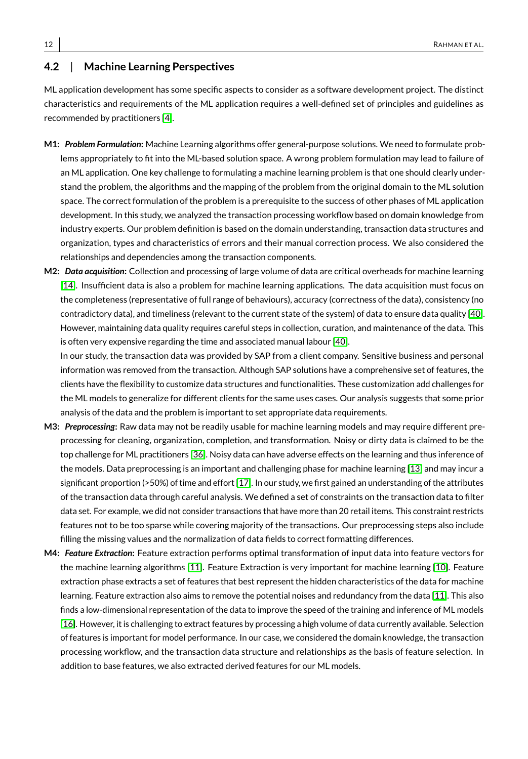## 4.2 | Machine Learning Perspectives

ML application development has some specific aspects to consider as a software development project. The distinct characteristics and requirements of the ML application requires a well-defined set of principles and guidelines as recommended by practitioners [4].

**M1:** ***Problem Formulation*****:** Machine Learning algorithms offer general-purpose solutions. We need to formulate problems appropriately to fit into the ML-based solution space. A wrong problem formulation may lead to failure of an ML application. One key challenge to formulating a machine learning problem is that one should clearly understand the problem, the algorithms and the mapping of the problem from the original domain to the ML solution space. The correct formulation of the problem is a prerequisite to the success of other phases of ML application development. In this study, we analyzed the transaction processing workflow based on domain knowledge from industry experts. Our problem definition is based on the domain understanding, transaction data structures and organization, types and characteristics of errors and their manual correction process. We also considered the relationships and dependencies among the transaction components.

**M2:** ***Data acquisition*****:** Collection and processing of large volume of data are critical overheads for machine learning [14]. Insufficient data is also a problem for machine learning applications. The data acquisition must focus on the completeness (representative of full range of behaviours), accuracy (correctness of the data), consistency (no contradictory data), and timeliness (relevant to the current state of the system) of data to ensure data quality [40]. However, maintaining data quality requires careful steps in collection, curation, and maintenance of the data. This is often very expensive regarding the time and associated manual labour [40].
In our study, the transaction data was provided by SAP from a client company. Sensitive business and personal information was removed from the transaction. Although SAP solutions have a comprehensive set of features, the clients have the flexibility to customize data structures and functionalities. These customization add challenges for the ML models to generalize for different clients for the same uses cases. Our analysis suggests that some prior analysis of the data and the problem is important to set appropriate data requirements.

**M3:** ***Preprocessing*****:** Raw data may not be readily usable for machine learning models and may require different preprocessing for cleaning, organization, completion, and transformation. Noisy or dirty data is claimed to be the top challenge for ML practitioners [36]. Noisy data can have adverse effects on the learning and thus inference of the models. Data preprocessing is an important and challenging phase for machine learning [13] and may incur a significant proportion (>50%) of time and effort [17]. In our study, we first gained an understanding of the attributes of the transaction data through careful analysis. We defined a set of constraints on the transaction data to filter data set. For example, we did not consider transactions that have more than 20 retail items. This constraint restricts features not to be too sparse while covering majority of the transactions. Our preprocessing steps also include filling the missing values and the normalization of data fields to correct formatting differences.

**M4:** ***Feature Extraction*****:** Feature extraction performs optimal transformation of input data into feature vectors for the machine learning algorithms [11]. Feature Extraction is very important for machine learning [10]. Feature extraction phase extracts a set of features that best represent the hidden characteristics of the data for machine learning. Feature extraction also aims to remove the potential noises and redundancy from the data [11]. This also finds a low-dimensional representation of the data to improve the speed of the training and inference of ML models [16]. However, it is challenging to extract features by processing a high volume of data currently available. Selection of features is important for model performance. In our case, we considered the domain knowledge, the transaction processing workflow, and the transaction data structure and relationships as the basis of feature selection. In addition to base features, we also extracted derived features for our ML models.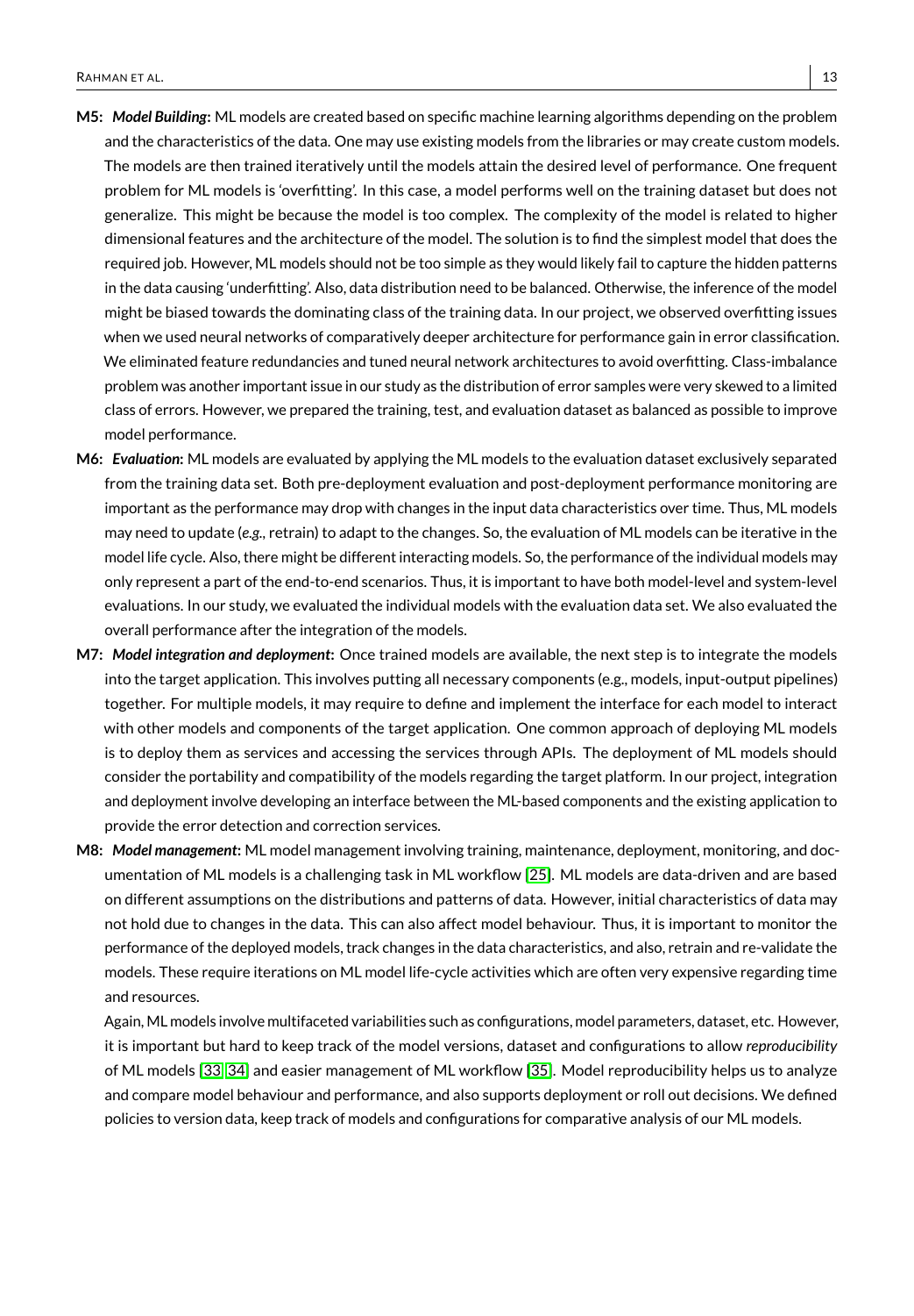**M5:** ***Model Building*:** ML models are created based on specific machine learning algorithms depending on the problem and the characteristics of the data. One may use existing models from the libraries or may create custom models. The models are then trained iteratively until the models attain the desired level of performance. One frequent problem for ML models is 'overfitting'. In this case, a model performs well on the training dataset but does not generalize. This might be because the model is too complex. The complexity of the model is related to higher dimensional features and the architecture of the model. The solution is to find the simplest model that does the required job. However, ML models should not be too simple as they would likely fail to capture the hidden patterns in the data causing 'underfitting'. Also, data distribution need to be balanced. Otherwise, the inference of the model might be biased towards the dominating class of the training data. In our project, we observed overfitting issues when we used neural networks of comparatively deeper architecture for performance gain in error classification. We eliminated feature redundancies and tuned neural network architectures to avoid overfitting. Class-imbalance problem was another important issue in our study as the distribution of error samples were very skewed to a limited class of errors. However, we prepared the training, test, and evaluation dataset as balanced as possible to improve model performance.

**M6:** ***Evaluation*:** ML models are evaluated by applying the ML models to the evaluation dataset exclusively separated from the training data set. Both pre-deployment evaluation and post-deployment performance monitoring are important as the performance may drop with changes in the input data characteristics over time. Thus, ML models may need to update (*e.g.*, retrain) to adapt to the changes. So, the evaluation of ML models can be iterative in the model life cycle. Also, there might be different interacting models. So, the performance of the individual models may only represent a part of the end-to-end scenarios. Thus, it is important to have both model-level and system-level evaluations. In our study, we evaluated the individual models with the evaluation data set. We also evaluated the overall performance after the integration of the models.

**M7:** ***Model integration and deployment*:** Once trained models are available, the next step is to integrate the models into the target application. This involves putting all necessary components (e.g., models, input-output pipelines) together. For multiple models, it may require to define and implement the interface for each model to interact with other models and components of the target application. One common approach of deploying ML models is to deploy them as services and accessing the services through APIs. The deployment of ML models should consider the portability and compatibility of the models regarding the target platform. In our project, integration and deployment involve developing an interface between the ML-based components and the existing application to provide the error detection and correction services.

**M8:** ***Model management*:** ML model management involving training, maintenance, deployment, monitoring, and documentation of ML models is a challenging task in ML workflow [25]. ML models are data-driven and are based on different assumptions on the distributions and patterns of data. However, initial characteristics of data may not hold due to changes in the data. This can also affect model behaviour. Thus, it is important to monitor the performance of the deployed models, track changes in the data characteristics, and also, retrain and re-validate the models. These require iterations on ML model life-cycle activities which are often very expensive regarding time and resources.

Again, ML models involve multifaceted variabilities such as configurations, model parameters, dataset, etc. However, it is important but hard to keep track of the model versions, dataset and configurations to allow *reproducibility* of ML models [33, 34] and easier management of ML workflow [35]. Model reproducibility helps us to analyze and compare model behaviour and performance, and also supports deployment or roll out decisions. We defined policies to version data, keep track of models and configurations for comparative analysis of our ML models.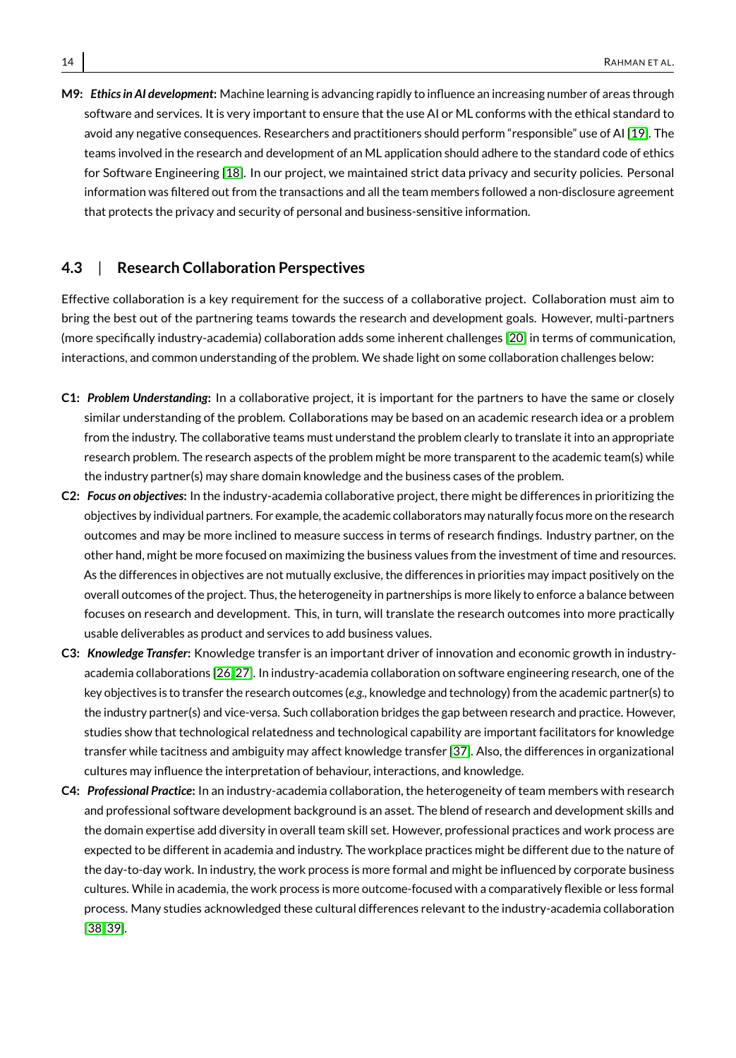**M9:** ***Ethics in AI development*:** Machine learning is advancing rapidly to influence an increasing number of areas through software and services. It is very important to ensure that the use AI or ML conforms with the ethical standard to avoid any negative consequences. Researchers and practitioners should perform "responsible" use of AI [19]. The teams involved in the research and development of an ML application should adhere to the standard code of ethics for Software Engineering [18]. In our project, we maintained strict data privacy and security policies. Personal information was filtered out from the transactions and all the team members followed a non-disclosure agreement that protects the privacy and security of personal and business-sensitive information.

## 4.3 | Research Collaboration Perspectives

Effective collaboration is a key requirement for the success of a collaborative project. Collaboration must aim to bring the best out of the partnering teams towards the research and development goals. However, multi-partners (more specifically industry-academia) collaboration adds some inherent challenges [20] in terms of communication, interactions, and common understanding of the problem. We shade light on some collaboration challenges below:

**C1:** ***Problem Understanding*:** In a collaborative project, it is important for the partners to have the same or closely similar understanding of the problem. Collaborations may be based on an academic research idea or a problem from the industry. The collaborative teams must understand the problem clearly to translate it into an appropriate research problem. The research aspects of the problem might be more transparent to the academic team(s) while the industry partner(s) may share domain knowledge and the business cases of the problem.

**C2:** ***Focus on objectives*:** In the industry-academia collaborative project, there might be differences in prioritizing the objectives by individual partners. For example, the academic collaborators may naturally focus more on the research outcomes and may be more inclined to measure success in terms of research findings. Industry partner, on the other hand, might be more focused on maximizing the business values from the investment of time and resources. As the differences in objectives are not mutually exclusive, the differences in priorities may impact positively on the overall outcomes of the project. Thus, the heterogeneity in partnerships is more likely to enforce a balance between focuses on research and development. This, in turn, will translate the research outcomes into more practically usable deliverables as product and services to add business values.

**C3:** ***Knowledge Transfer*:** Knowledge transfer is an important driver of innovation and economic growth in industry-academia collaborations [26, 27]. In industry-academia collaboration on software engineering research, one of the key objectives is to transfer the research outcomes (*e.g.*, knowledge and technology) from the academic partner(s) to the industry partner(s) and vice-versa. Such collaboration bridges the gap between research and practice. However, studies show that technological relatedness and technological capability are important facilitators for knowledge transfer while tacitness and ambiguity may affect knowledge transfer [37]. Also, the differences in organizational cultures may influence the interpretation of behaviour, interactions, and knowledge.

**C4:** ***Professional Practice*:** In an industry-academia collaboration, the heterogeneity of team members with research and professional software development background is an asset. The blend of research and development skills and the domain expertise add diversity in overall team skill set. However, professional practices and work process are expected to be different in academia and industry. The workplace practices might be different due to the nature of the day-to-day work. In industry, the work process is more formal and might be influenced by corporate business cultures. While in academia, the work process is more outcome-focused with a comparatively flexible or less formal process. Many studies acknowledged these cultural differences relevant to the industry-academia collaboration [38, 39].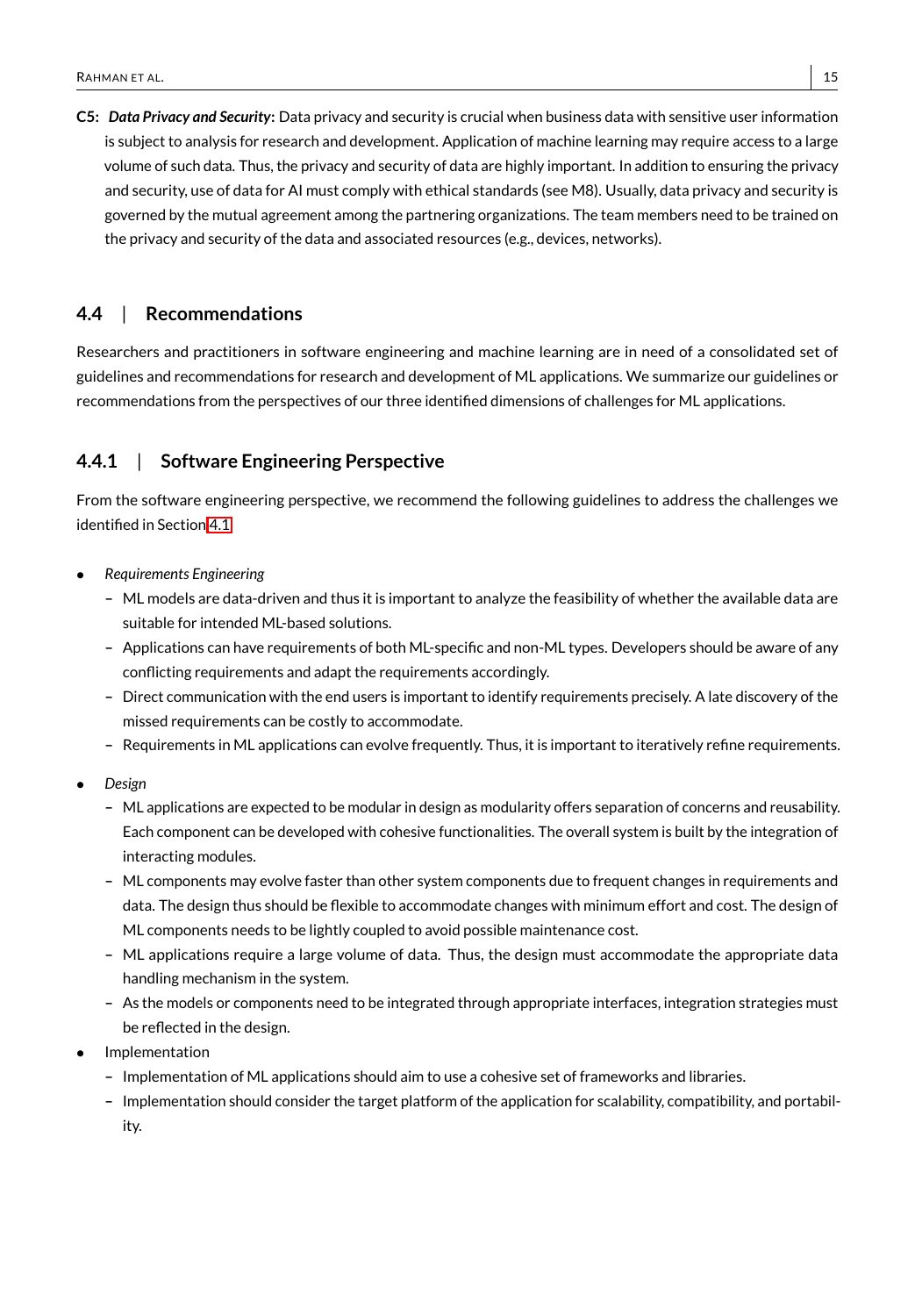**C5:** ***Data Privacy and Security*:** Data privacy and security is crucial when business data with sensitive user information is subject to analysis for research and development. Application of machine learning may require access to a large volume of such data. Thus, the privacy and security of data are highly important. In addition to ensuring the privacy and security, use of data for AI must comply with ethical standards (see M8). Usually, data privacy and security is governed by the mutual agreement among the partnering organizations. The team members need to be trained on the privacy and security of the data and associated resources (e.g., devices, networks).

## 4.4 | Recommendations

Researchers and practitioners in software engineering and machine learning are in need of a consolidated set of guidelines and recommendations for research and development of ML applications. We summarize our guidelines or recommendations from the perspectives of our three identified dimensions of challenges for ML applications.

### 4.4.1 | Software Engineering Perspective

From the software engineering perspective, we recommend the following guidelines to address the challenges we identified in Section 4.1.

- *Requirements Engineering*
  - ML models are data-driven and thus it is important to analyze the feasibility of whether the available data are suitable for intended ML-based solutions.
  - Applications can have requirements of both ML-specific and non-ML types. Developers should be aware of any conflicting requirements and adapt the requirements accordingly.
  - Direct communication with the end users is important to identify requirements precisely. A late discovery of the missed requirements can be costly to accommodate.
  - Requirements in ML applications can evolve frequently. Thus, it is important to iteratively refine requirements.
- *Design*
  - ML applications are expected to be modular in design as modularity offers separation of concerns and reusability. Each component can be developed with cohesive functionalities. The overall system is built by the integration of interacting modules.
  - ML components may evolve faster than other system components due to frequent changes in requirements and data. The design thus should be flexible to accommodate changes with minimum effort and cost. The design of ML components needs to be lightly coupled to avoid possible maintenance cost.
  - ML applications require a large volume of data. Thus, the design must accommodate the appropriate data handling mechanism in the system.
  - As the models or components need to be integrated through appropriate interfaces, integration strategies must be reflected in the design.
- Implementation
  - Implementation of ML applications should aim to use a cohesive set of frameworks and libraries.
  - Implementation should consider the target platform of the application for scalability, compatibility, and portability.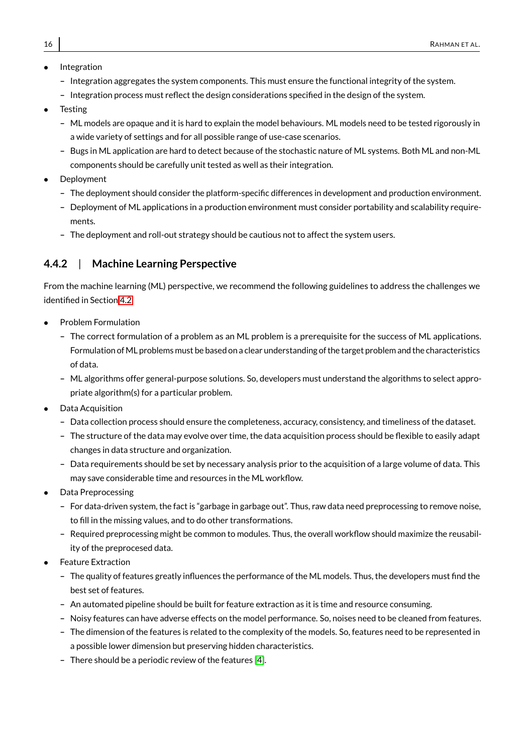- Integration
  - Integration aggregates the system components. This must ensure the functional integrity of the system.
  - Integration process must reflect the design considerations specified in the design of the system.
- Testing
  - ML models are opaque and it is hard to explain the model behaviours. ML models need to be tested rigorously in a wide variety of settings and for all possible range of use-case scenarios.
  - Bugs in ML application are hard to detect because of the stochastic nature of ML systems. Both ML and non-ML components should be carefully unit tested as well as their integration.
- Deployment
  - The deployment should consider the platform-specific differences in development and production environment.
  - Deployment of ML applications in a production environment must consider portability and scalability requirements.
  - The deployment and roll-out strategy should be cautious not to affect the system users.

### 4.4.2 | Machine Learning Perspective

From the machine learning (ML) perspective, we recommend the following guidelines to address the challenges we identified in Section 4.2.

- Problem Formulation
  - The correct formulation of a problem as an ML problem is a prerequisite for the success of ML applications. Formulation of ML problems must be based on a clear understanding of the target problem and the characteristics of data.
  - ML algorithms offer general-purpose solutions. So, developers must understand the algorithms to select appropriate algorithm(s) for a particular problem.
- Data Acquisition
  - Data collection process should ensure the completeness, accuracy, consistency, and timeliness of the dataset.
  - The structure of the data may evolve over time, the data acquisition process should be flexible to easily adapt changes in data structure and organization.
  - Data requirements should be set by necessary analysis prior to the acquisition of a large volume of data. This may save considerable time and resources in the ML workflow.
- Data Preprocessing
  - For data-driven system, the fact is "garbage in garbage out". Thus, raw data need preprocessing to remove noise, to fill in the missing values, and to do other transformations.
  - Required preprocessing might be common to modules. Thus, the overall workflow should maximize the reusability of the preprocesed data.
- Feature Extraction
  - The quality of features greatly influences the performance of the ML models. Thus, the developers must find the best set of features.
  - An automated pipeline should be built for feature extraction as it is time and resource consuming.
  - Noisy features can have adverse effects on the model performance. So, noises need to be cleaned from features.
  - The dimension of the features is related to the complexity of the models. So, features need to be represented in a possible lower dimension but preserving hidden characteristics.
  - There should be a periodic review of the features [4].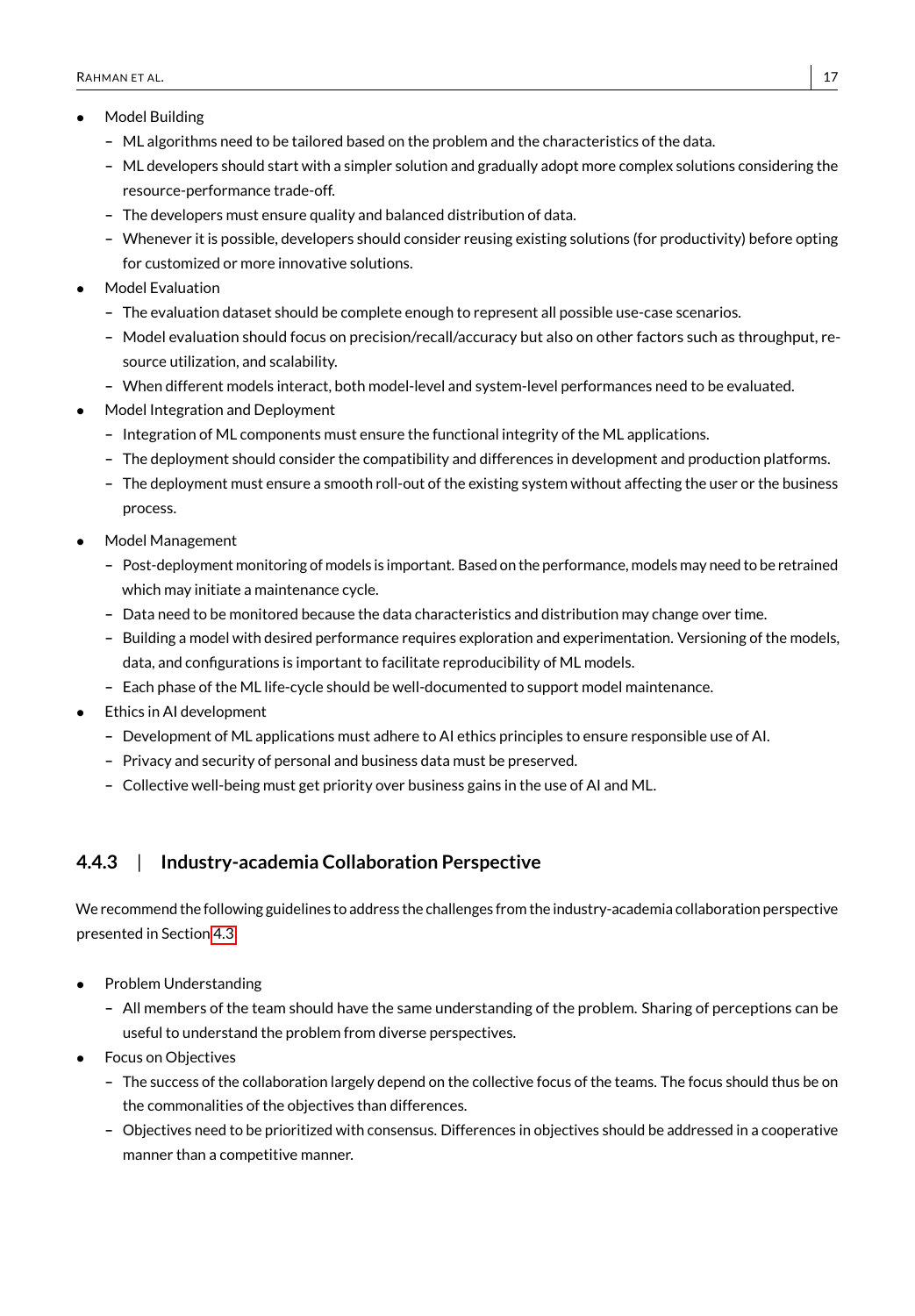- Model Building
  - ML algorithms need to be tailored based on the problem and the characteristics of the data.
  - ML developers should start with a simpler solution and gradually adopt more complex solutions considering the resource-performance trade-off.
  - The developers must ensure quality and balanced distribution of data.
  - Whenever it is possible, developers should consider reusing existing solutions (for productivity) before opting for customized or more innovative solutions.
- Model Evaluation
  - The evaluation dataset should be complete enough to represent all possible use-case scenarios.
  - Model evaluation should focus on precision/recall/accuracy but also on other factors such as throughput, resource utilization, and scalability.
  - When different models interact, both model-level and system-level performances need to be evaluated.
- Model Integration and Deployment
  - Integration of ML components must ensure the functional integrity of the ML applications.
  - The deployment should consider the compatibility and differences in development and production platforms.
  - The deployment must ensure a smooth roll-out of the existing system without affecting the user or the business process.
- Model Management
  - Post-deployment monitoring of models is important. Based on the performance, models may need to be retrained which may initiate a maintenance cycle.
  - Data need to be monitored because the data characteristics and distribution may change over time.
  - Building a model with desired performance requires exploration and experimentation. Versioning of the models, data, and configurations is important to facilitate reproducibility of ML models.
  - Each phase of the ML life-cycle should be well-documented to support model maintenance.
- Ethics in AI development
  - Development of ML applications must adhere to AI ethics principles to ensure responsible use of AI.
  - Privacy and security of personal and business data must be preserved.
  - Collective well-being must get priority over business gains in the use of AI and ML.

### 4.4.3 | Industry-academia Collaboration Perspective

We recommend the following guidelines to address the challenges from the industry-academia collaboration perspective presented in Section 4.3

- Problem Understanding
  - All members of the team should have the same understanding of the problem. Sharing of perceptions can be useful to understand the problem from diverse perspectives.
- Focus on Objectives
  - The success of the collaboration largely depend on the collective focus of the teams. The focus should thus be on the commonalities of the objectives than differences.
  - Objectives need to be prioritized with consensus. Differences in objectives should be addressed in a cooperative manner than a competitive manner.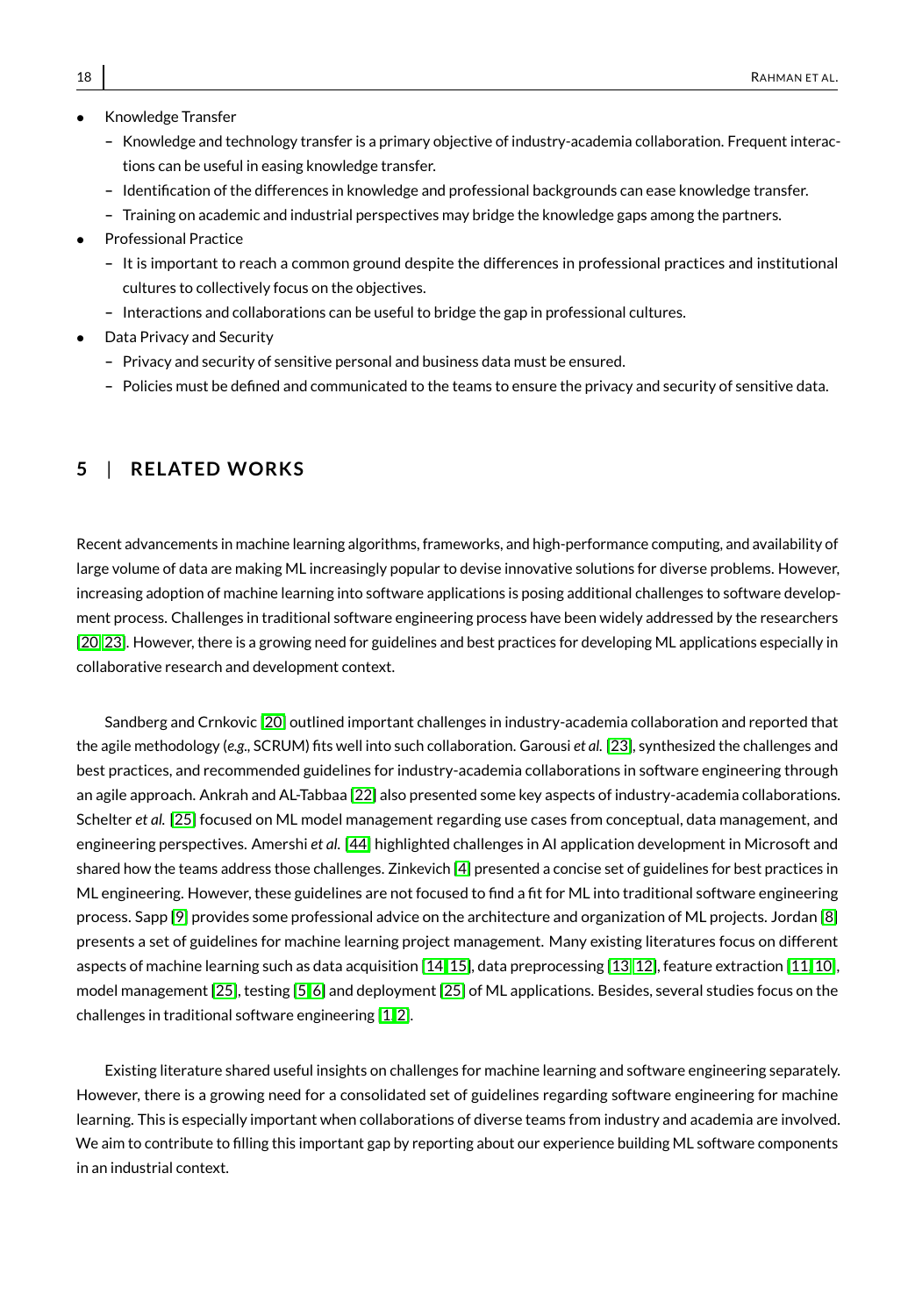- Knowledge Transfer
  - Knowledge and technology transfer is a primary objective of industry-academia collaboration. Frequent interactions can be useful in easing knowledge transfer.
  - Identification of the differences in knowledge and professional backgrounds can ease knowledge transfer.
  - Training on academic and industrial perspectives may bridge the knowledge gaps among the partners.
- Professional Practice
  - It is important to reach a common ground despite the differences in professional practices and institutional cultures to collectively focus on the objectives.
  - Interactions and collaborations can be useful to bridge the gap in professional cultures.
- Data Privacy and Security
  - Privacy and security of sensitive personal and business data must be ensured.
  - Policies must be defined and communicated to the teams to ensure the privacy and security of sensitive data.

## 5 | RELATED WORKS

Recent advancements in machine learning algorithms, frameworks, and high-performance computing, and availability of large volume of data are making ML increasingly popular to devise innovative solutions for diverse problems. However, increasing adoption of machine learning into software applications is posing additional challenges to software development process. Challenges in traditional software engineering process have been widely addressed by the researchers [20, 23]. However, there is a growing need for guidelines and best practices for developing ML applications especially in collaborative research and development context.

Sandberg and Crnkovic [20] outlined important challenges in industry-academia collaboration and reported that the agile methodology (*e.g.*, SCRUM) fits well into such collaboration. Garousi *et al.* [23], synthesized the challenges and best practices, and recommended guidelines for industry-academia collaborations in software engineering through an agile approach. Ankrah and AL-Tabbaa [22] also presented some key aspects of industry-academia collaborations. Schelter *et al.* [25] focused on ML model management regarding use cases from conceptual, data management, and engineering perspectives. Amershi *et al.* [44] highlighted challenges in AI application development in Microsoft and shared how the teams address those challenges. Zinkevich [4] presented a concise set of guidelines for best practices in ML engineering. However, these guidelines are not focused to find a fit for ML into traditional software engineering process. Sapp [9] provides some professional advice on the architecture and organization of ML projects. Jordan [8] presents a set of guidelines for machine learning project management. Many existing literatures focus on different aspects of machine learning such as data acquisition [14, 15], data preprocessing [13, 12], feature extraction [11, 10], model management [25], testing [5, 6] and deployment [25] of ML applications. Besides, several studies focus on the challenges in traditional software engineering [1, 2].

Existing literature shared useful insights on challenges for machine learning and software engineering separately. However, there is a growing need for a consolidated set of guidelines regarding software engineering for machine learning. This is especially important when collaborations of diverse teams from industry and academia are involved. We aim to contribute to filling this important gap by reporting about our experience building ML software components in an industrial context.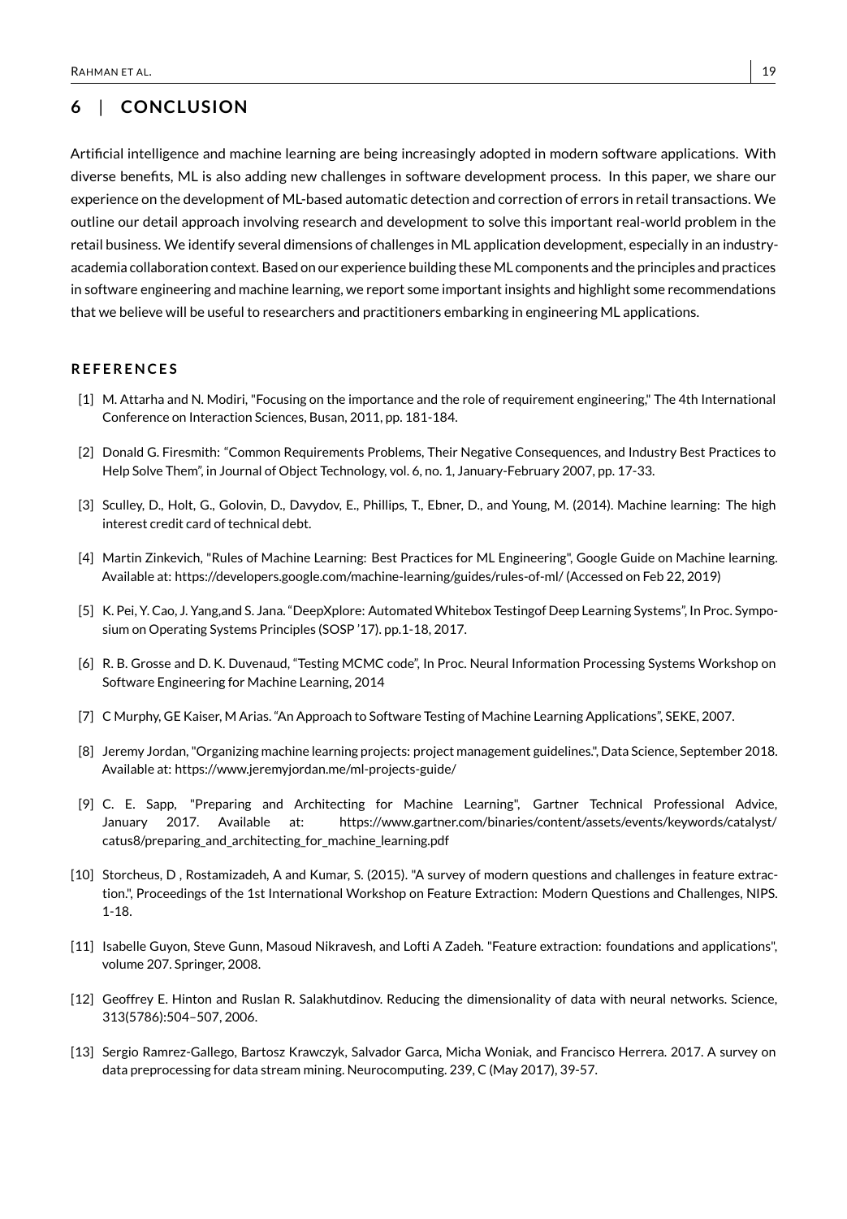## 6 | CONCLUSION

Artificial intelligence and machine learning are being increasingly adopted in modern software applications. With diverse benefits, ML is also adding new challenges in software development process. In this paper, we share our experience on the development of ML-based automatic detection and correction of errors in retail transactions. We outline our detail approach involving research and development to solve this important real-world problem in the retail business. We identify several dimensions of challenges in ML application development, especially in an industry-academia collaboration context. Based on our experience building these ML components and the principles and practices in software engineering and machine learning, we report some important insights and highlight some recommendations that we believe will be useful to researchers and practitioners embarking in engineering ML applications.

## REFERENCES

[1] M. Attarha and N. Modiri, "Focusing on the importance and the role of requirement engineering," The 4th International Conference on Interaction Sciences, Busan, 2011, pp. 181-184.

[2] Donald G. Firesmith: "Common Requirements Problems, Their Negative Consequences, and Industry Best Practices to Help Solve Them", in Journal of Object Technology, vol. 6, no. 1, January-February 2007, pp. 17-33.

[3] Sculley, D., Holt, G., Golovin, D., Davydov, E., Phillips, T., Ebner, D., and Young, M. (2014). Machine learning: The high interest credit card of technical debt.

[4] Martin Zinkevich, "Rules of Machine Learning: Best Practices for ML Engineering", Google Guide on Machine learning. Available at: https://developers.google.com/machine-learning/guides/rules-of-ml/ (Accessed on Feb 22, 2019)

[5] K. Pei, Y. Cao, J. Yang,and S. Jana. "DeepXplore: Automated Whitebox Testingof Deep Learning Systems", In Proc. Symposium on Operating Systems Principles (SOSP '17). pp.1-18, 2017.

[6] R. B. Grosse and D. K. Duvenaud, "Testing MCMC code", In Proc. Neural Information Processing Systems Workshop on Software Engineering for Machine Learning, 2014

[7] C Murphy, GE Kaiser, M Arias. "An Approach to Software Testing of Machine Learning Applications", SEKE, 2007.

[8] Jeremy Jordan, "Organizing machine learning projects: project management guidelines.", Data Science, September 2018. Available at: https://www.jeremyjordan.me/ml-projects-guide/

[9] C. E. Sapp, "Preparing and Architecting for Machine Learning", Gartner Technical Professional Advice, January 2017. Available at: https://www.gartner.com/binaries/content/assets/events/keywords/catalyst/catus8/preparing_and_architecting_for_machine_learning.pdf

[10] Storcheus, D , Rostamizadeh, A and Kumar, S. (2015). "A survey of modern questions and challenges in feature extraction.", Proceedings of the 1st International Workshop on Feature Extraction: Modern Questions and Challenges, NIPS. 1-18.

[11] Isabelle Guyon, Steve Gunn, Masoud Nikravesh, and Lofti A Zadeh. "Feature extraction: foundations and applications", volume 207. Springer, 2008.

[12] Geoffrey E. Hinton and Ruslan R. Salakhutdinov. Reducing the dimensionality of data with neural networks. Science, 313(5786):504–507, 2006.

[13] Sergio Ramrez-Gallego, Bartosz Krawczyk, Salvador Garca, Micha Woniak, and Francisco Herrera. 2017. A survey on data preprocessing for data stream mining. Neurocomputing. 239, C (May 2017), 39-57.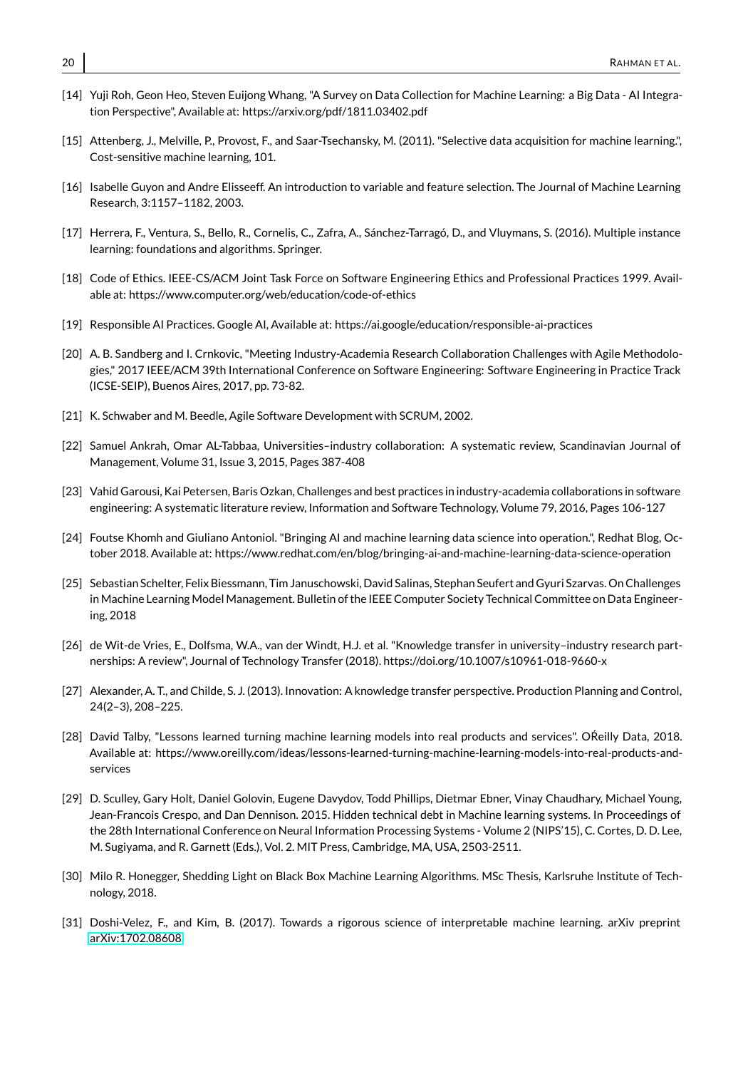[14] Yuji Roh, Geon Heo, Steven Euijong Whang, "A Survey on Data Collection for Machine Learning: a Big Data - AI Integration Perspective", Available at: https://arxiv.org/pdf/1811.03402.pdf

[15] Attenberg, J., Melville, P., Provost, F., and Saar-Tsechansky, M. (2011). "Selective data acquisition for machine learning.", Cost-sensitive machine learning, 101.

[16] Isabelle Guyon and Andre Elisseeff. An introduction to variable and feature selection. The Journal of Machine Learning Research, 3:1157–1182, 2003.

[17] Herrera, F., Ventura, S., Bello, R., Cornelis, C., Zafra, A., Sánchez-Tarragó, D., and Vluymans, S. (2016). Multiple instance learning: foundations and algorithms. Springer.

[18] Code of Ethics. IEEE-CS/ACM Joint Task Force on Software Engineering Ethics and Professional Practices 1999. Available at: https://www.computer.org/web/education/code-of-ethics

[19] Responsible AI Practices. Google AI, Available at: https://ai.google/education/responsible-ai-practices

[20] A. B. Sandberg and I. Crnkovic, "Meeting Industry-Academia Research Collaboration Challenges with Agile Methodologies," 2017 IEEE/ACM 39th International Conference on Software Engineering: Software Engineering in Practice Track (ICSE-SEIP), Buenos Aires, 2017, pp. 73-82.

[21] K. Schwaber and M. Beedle, Agile Software Development with SCRUM, 2002.

[22] Samuel Ankrah, Omar AL-Tabbaa, Universities–industry collaboration: A systematic review, Scandinavian Journal of Management, Volume 31, Issue 3, 2015, Pages 387-408

[23] Vahid Garousi, Kai Petersen, Baris Ozkan, Challenges and best practices in industry-academia collaborations in software engineering: A systematic literature review, Information and Software Technology, Volume 79, 2016, Pages 106-127

[24] Foutse Khomh and Giuliano Antoniol. "Bringing AI and machine learning data science into operation.", Redhat Blog, October 2018. Available at: https://www.redhat.com/en/blog/bringing-ai-and-machine-learning-data-science-operation

[25] Sebastian Schelter, Felix Biessmann, Tim Januschowski, David Salinas, Stephan Seufert and Gyuri Szarvas. On Challenges in Machine Learning Model Management. Bulletin of the IEEE Computer Society Technical Committee on Data Engineering, 2018

[26] de Wit-de Vries, E., Dolfsma, W.A., van der Windt, H.J. et al. "Knowledge transfer in university–industry research partnerships: A review", Journal of Technology Transfer (2018). https://doi.org/10.1007/s10961-018-9660-x

[27] Alexander, A. T., and Childe, S. J. (2013). Innovation: A knowledge transfer perspective. Production Planning and Control, 24(2–3), 208–225.

[28] David Talby, "Lessons learned turning machine learning models into real products and services". OŔeilly Data, 2018. Available at: https://www.oreilly.com/ideas/lessons-learned-turning-machine-learning-models-into-real-products-and-services

[29] D. Sculley, Gary Holt, Daniel Golovin, Eugene Davydov, Todd Phillips, Dietmar Ebner, Vinay Chaudhary, Michael Young, Jean-Francois Crespo, and Dan Dennison. 2015. Hidden technical debt in Machine learning systems. In Proceedings of the 28th International Conference on Neural Information Processing Systems - Volume 2 (NIPS'15), C. Cortes, D. D. Lee, M. Sugiyama, and R. Garnett (Eds.), Vol. 2. MIT Press, Cambridge, MA, USA, 2503-2511.

[30] Milo R. Honegger, Shedding Light on Black Box Machine Learning Algorithms. MSc Thesis, Karlsruhe Institute of Technology, 2018.

[31] Doshi-Velez, F., and Kim, B. (2017). Towards a rigorous science of interpretable machine learning. arXiv preprint arXiv:1702.08608.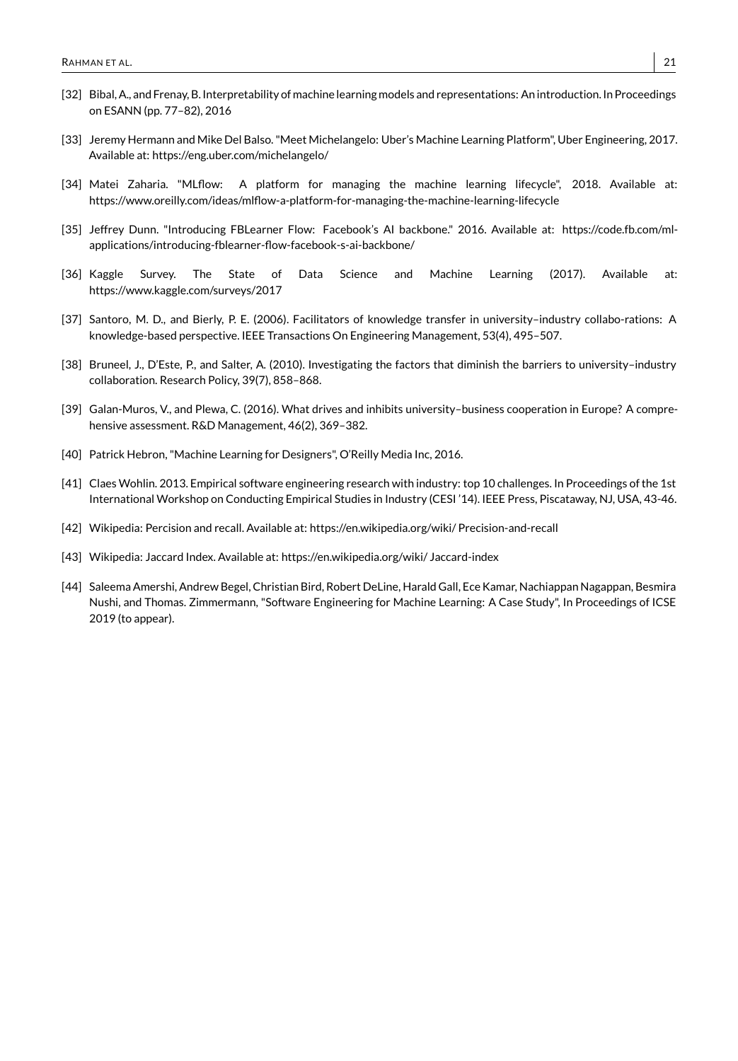[32] Bibal, A., and Frenay, B. Interpretability of machine learning models and representations: An introduction. In Proceedings on ESANN (pp. 77–82), 2016

[33] Jeremy Hermann and Mike Del Balso. "Meet Michelangelo: Uber's Machine Learning Platform", Uber Engineering, 2017. Available at: https://eng.uber.com/michelangelo/

[34] Matei Zaharia. "MLflow: A platform for managing the machine learning lifecycle", 2018. Available at: https://www.oreilly.com/ideas/mlflow-a-platform-for-managing-the-machine-learning-lifecycle

[35] Jeffrey Dunn. "Introducing FBLearner Flow: Facebook's AI backbone." 2016. Available at: https://code.fb.com/ml-applications/introducing-fblearner-flow-facebook-s-ai-backbone/

[36] Kaggle Survey. The State of Data Science and Machine Learning (2017). Available at: https://www.kaggle.com/surveys/2017

[37] Santoro, M. D., and Bierly, P. E. (2006). Facilitators of knowledge transfer in university–industry collabo-rations: A knowledge-based perspective. IEEE Transactions On Engineering Management, 53(4), 495–507.

[38] Bruneel, J., D'Este, P., and Salter, A. (2010). Investigating the factors that diminish the barriers to university–industry collaboration. Research Policy, 39(7), 858–868.

[39] Galan-Muros, V., and Plewa, C. (2016). What drives and inhibits university–business cooperation in Europe? A comprehensive assessment. R&D Management, 46(2), 369–382.

[40] Patrick Hebron, "Machine Learning for Designers", O'Reilly Media Inc, 2016.

[41] Claes Wohlin. 2013. Empirical software engineering research with industry: top 10 challenges. In Proceedings of the 1st International Workshop on Conducting Empirical Studies in Industry (CESI '14). IEEE Press, Piscataway, NJ, USA, 43-46.

[42] Wikipedia: Percision and recall. Available at: https://en.wikipedia.org/wiki/ Precision-and-recall

[43] Wikipedia: Jaccard Index. Available at: https://en.wikipedia.org/wiki/ Jaccard-index

[44] Saleema Amershi, Andrew Begel, Christian Bird, Robert DeLine, Harald Gall, Ece Kamar, Nachiappan Nagappan, Besmira Nushi, and Thomas. Zimmermann, "Software Engineering for Machine Learning: A Case Study", In Proceedings of ICSE 2019 (to appear).